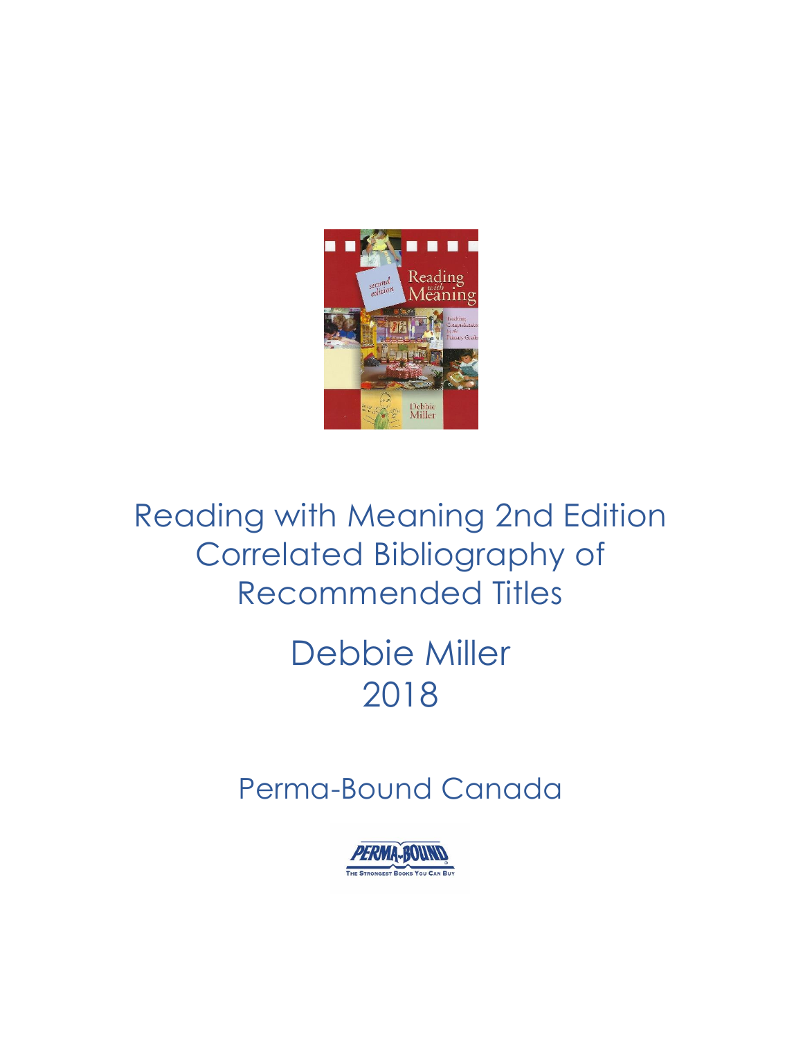# Reading with Meaning 2nd Edition Correlated Bibliography of Recommended Titles

## Debbie Miller
## 2018

### Perma-Bound Canada

PERMA-BOUND
THE STRONGEST BOOKS YOU CAN BUY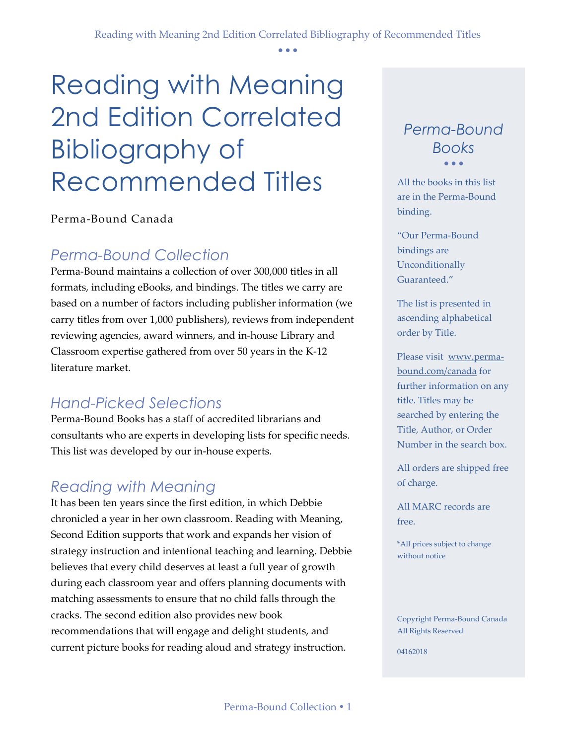# Reading with Meaning 2nd Edition Correlated Bibliography of Recommended Titles

Perma-Bound Canada

## *Perma-Bound Collection*

Perma-Bound maintains a collection of over 300,000 titles in all formats, including eBooks, and bindings. The titles we carry are based on a number of factors including publisher information (we carry titles from over 1,000 publishers), reviews from independent reviewing agencies, award winners, and in-house Library and Classroom expertise gathered from over 50 years in the K-12 literature market.

## *Hand-Picked Selections*

Perma-Bound Books has a staff of accredited librarians and consultants who are experts in developing lists for specific needs. This list was developed by our in-house experts.

## *Reading with Meaning*

It has been ten years since the first edition, in which Debbie chronicled a year in her own classroom. Reading with Meaning, Second Edition supports that work and expands her vision of strategy instruction and intentional teaching and learning. Debbie believes that every child deserves at least a full year of growth during each classroom year and offers planning documents with matching assessments to ensure that no child falls through the cracks. The second edition also provides new book recommendations that will engage and delight students, and current picture books for reading aloud and strategy instruction.

## *Perma-Bound Books*

All the books in this list are in the Perma-Bound binding.

"Our Perma-Bound bindings are Unconditionally Guaranteed."

The list is presented in ascending alphabetical order by Title.

Please visit www.perma-bound.com/canada for further information on any title. Titles may be searched by entering the Title, Author, or Order Number in the search box.

All orders are shipped free of charge.

All MARC records are free.

*All prices subject to change without notice

Copyright Perma-Bound Canada
All Rights Reserved

04162018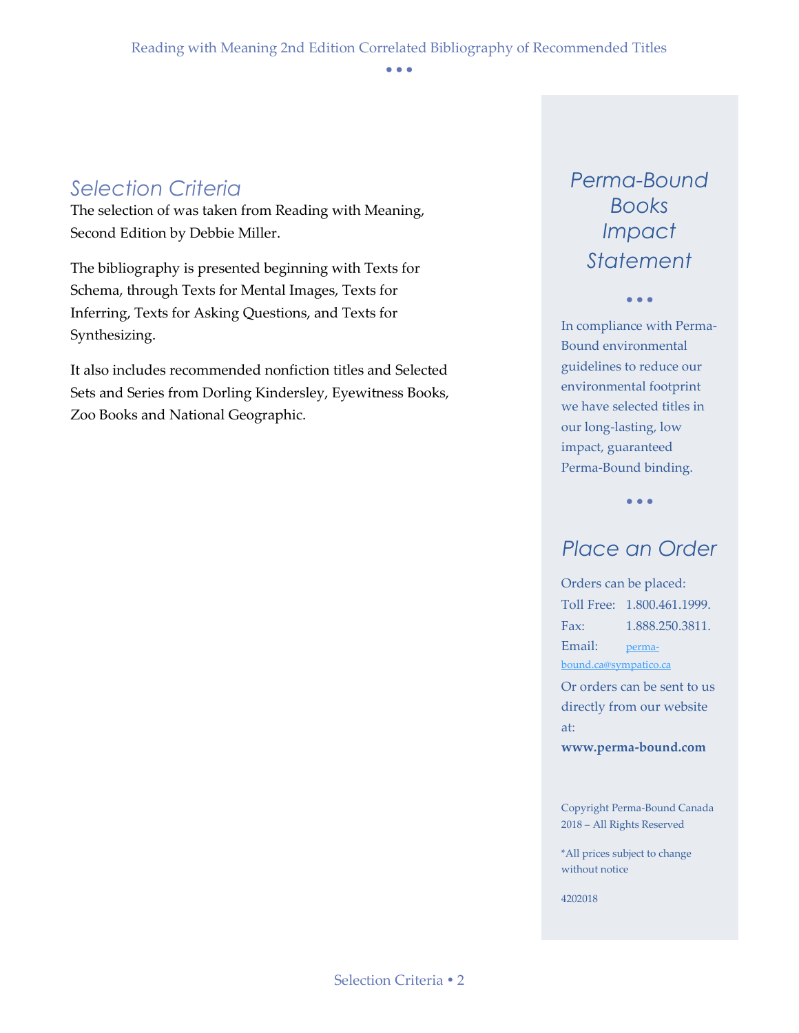## Selection Criteria

The selection of was taken from Reading with Meaning, Second Edition by Debbie Miller.

The bibliography is presented beginning with Texts for Schema, through Texts for Mental Images, Texts for Inferring, Texts for Asking Questions, and Texts for Synthesizing.

It also includes recommended nonfiction titles and Selected Sets and Series from Dorling Kindersley, Eyewitness Books, Zoo Books and National Geographic.

## Perma-Bound Books Impact Statement

• • •

In compliance with Perma-Bound environmental guidelines to reduce our environmental footprint we have selected titles in our long-lasting, low impact, guaranteed Perma-Bound binding.

• • •

## Place an Order

Orders can be placed:

Toll Free: 1.800.461.1999.

Fax: 1.888.250.3811.

Email: perma-bound.ca@sympatico.ca

Or orders can be sent to us directly from our website at:

**www.perma-bound.com**

Copyright Perma-Bound Canada 2018 – All Rights Reserved

*All prices subject to change without notice

4202018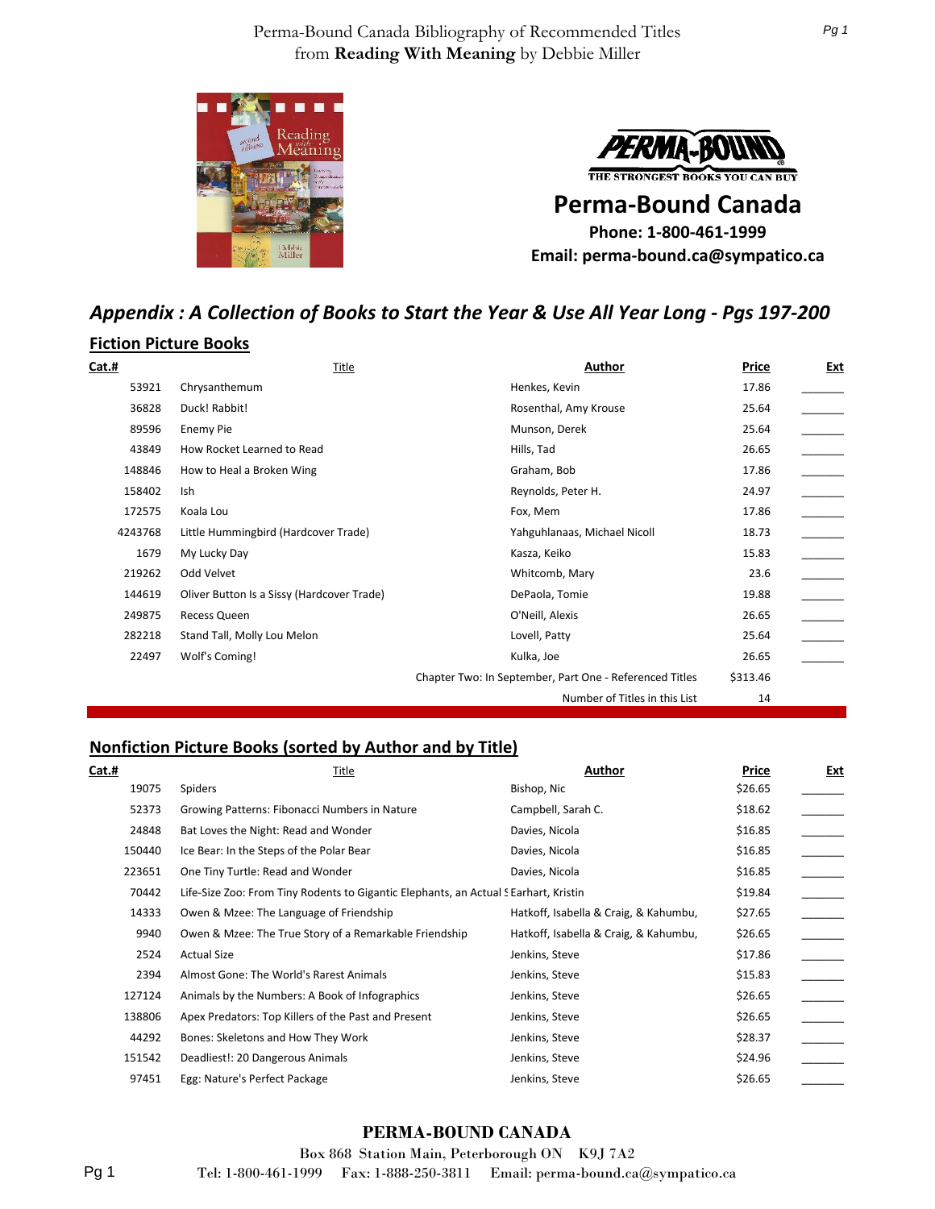Perma-Bound Canada Bibliography of Recommended Titles
from **Reading With Meaning** by Debbie Miller

**Perma-Bound Canada**
**Phone: 1-800-461-1999**
**Email: perma-bound.ca@sympatico.ca**

## *Appendix : A Collection of Books to Start the Year & Use All Year Long - Pgs 197-200*

### Fiction Picture Books

| Cat.# | Title | Author | Price | Ext |
|---|---|---|---|---|
| 53921 | Chrysanthemum | Henkes, Kevin | 17.86 | ______ |
| 36828 | Duck! Rabbit! | Rosenthal, Amy Krouse | 25.64 | ______ |
| 89596 | Enemy Pie | Munson, Derek | 25.64 | ______ |
| 43849 | How Rocket Learned to Read | Hills, Tad | 26.65 | ______ |
| 148846 | How to Heal a Broken Wing | Graham, Bob | 17.86 | ______ |
| 158402 | Ish | Reynolds, Peter H. | 24.97 | ______ |
| 172575 | Koala Lou | Fox, Mem | 17.86 | ______ |
| 4243768 | Little Hummingbird (Hardcover Trade) | Yahguhlanaas, Michael Nicoll | 18.73 | ______ |
| 1679 | My Lucky Day | Kasza, Keiko | 15.83 | ______ |
| 219262 | Odd Velvet | Whitcomb, Mary | 23.6 | ______ |
| 144619 | Oliver Button Is a Sissy (Hardcover Trade) | DePaola, Tomie | 19.88 | ______ |
| 249875 | Recess Queen | O'Neill, Alexis | 26.65 | ______ |
| 282218 | Stand Tall, Molly Lou Melon | Lovell, Patty | 25.64 | ______ |
| 22497 | Wolf's Coming! | Kulka, Joe | 26.65 | ______ |
| | | Chapter Two: In September, Part One - Referenced Titles | $313.46 | |
| | | Number of Titles in this List | 14 | |

### Nonfiction Picture Books (sorted by Author and by Title)

| Cat.# | Title | Author | Price | Ext |
|---|---|---|---|---|
| 19075 | Spiders | Bishop, Nic | $26.65 | ______ |
| 52373 | Growing Patterns: Fibonacci Numbers in Nature | Campbell, Sarah C. | $18.62 | ______ |
| 24848 | Bat Loves the Night: Read and Wonder | Davies, Nicola | $16.85 | ______ |
| 150440 | Ice Bear: In the Steps of the Polar Bear | Davies, Nicola | $16.85 | ______ |
| 223651 | One Tiny Turtle: Read and Wonder | Davies, Nicola | $16.85 | ______ |
| 70442 | Life-Size Zoo: From Tiny Rodents to Gigantic Elephants, an Actual S | Earhart, Kristin | $19.84 | ______ |
| 14333 | Owen & Mzee: The Language of Friendship | Hatkoff, Isabella & Craig, & Kahumbu, | $27.65 | ______ |
| 9940 | Owen & Mzee: The True Story of a Remarkable Friendship | Hatkoff, Isabella & Craig, & Kahumbu, | $26.65 | ______ |
| 2524 | Actual Size | Jenkins, Steve | $17.86 | ______ |
| 2394 | Almost Gone: The World's Rarest Animals | Jenkins, Steve | $15.83 | ______ |
| 127124 | Animals by the Numbers: A Book of Infographics | Jenkins, Steve | $26.65 | ______ |
| 138806 | Apex Predators: Top Killers of the Past and Present | Jenkins, Steve | $26.65 | ______ |
| 44292 | Bones: Skeletons and How They Work | Jenkins, Steve | $28.37 | ______ |
| 151542 | Deadliest!: 20 Dangerous Animals | Jenkins, Steve | $24.96 | ______ |
| 97451 | Egg: Nature's Perfect Package | Jenkins, Steve | $26.65 | ______ |

**PERMA-BOUND CANADA**
Box 868 Station Main, Peterborough ON K9J 7A2
Tel: 1-800-461-1999 Fax: 1-888-250-3811 Email: perma-bound.ca@sympatico.ca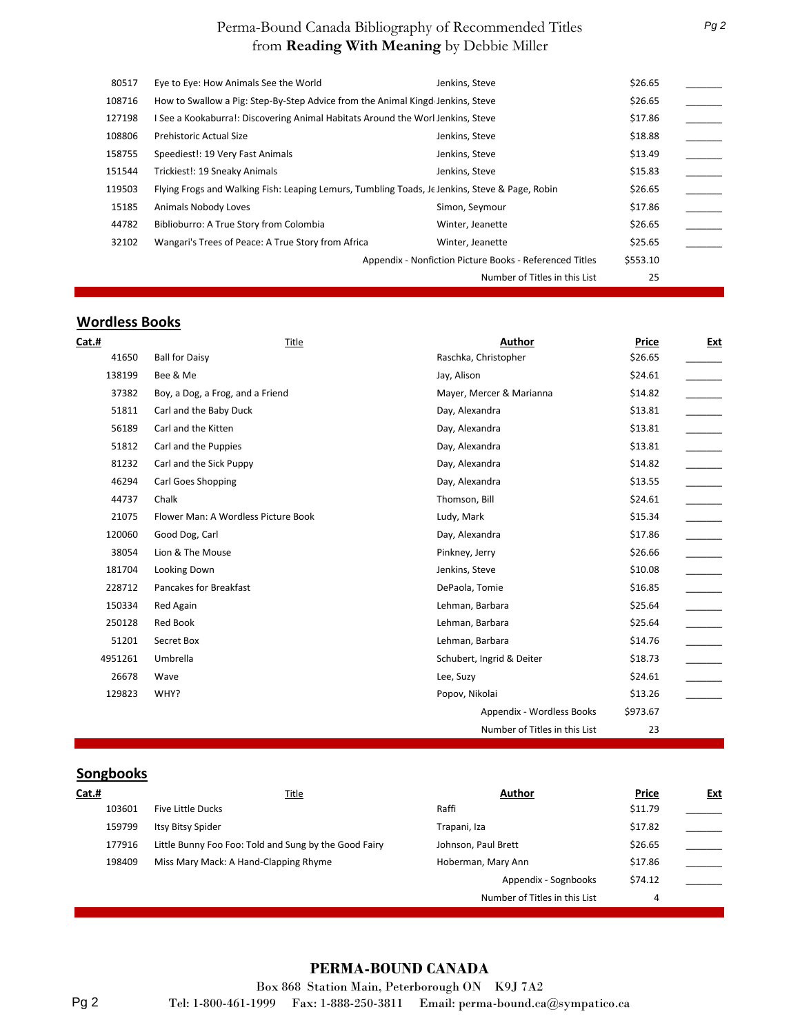| Cat.# | Title | Author | Price | Ext |
|---|---|---|---|---|
| 80517 | Eye to Eye: How Animals See the World | Jenkins, Steve | $26.65 | _______ |
| 108716 | How to Swallow a Pig: Step-By-Step Advice from the Animal Kingd | Jenkins, Steve | $26.65 | _______ |
| 127198 | I See a Kookaburra!: Discovering Animal Habitats Around the Worl | Jenkins, Steve | $17.86 | _______ |
| 108806 | Prehistoric Actual Size | Jenkins, Steve | $18.88 | _______ |
| 158755 | Speediest!: 19 Very Fast Animals | Jenkins, Steve | $13.49 | _______ |
| 151544 | Trickiest!: 19 Sneaky Animals | Jenkins, Steve | $15.83 | _______ |
| 119503 | Flying Frogs and Walking Fish: Leaping Lemurs, Tumbling Toads, Je | Jenkins, Steve & Page, Robin | $26.65 | _______ |
| 15185 | Animals Nobody Loves | Simon, Seymour | $17.86 | _______ |
| 44782 | Biblioburro: A True Story from Colombia | Winter, Jeanette | $26.65 | _______ |
| 32102 | Wangari's Trees of Peace: A True Story from Africa | Winter, Jeanette | $25.65 | _______ |
| | | Appendix - Nonfiction Picture Books - Referenced Titles | $553.10 | |
| | | Number of Titles in this List | 25 | |

## Wordless Books

| Cat.# | Title | Author | Price | Ext |
|---|---|---|---|---|
| 41650 | Ball for Daisy | Raschka, Christopher | $26.65 | _______ |
| 138199 | Bee & Me | Jay, Alison | $24.61 | _______ |
| 37382 | Boy, a Dog, a Frog, and a Friend | Mayer, Mercer & Marianna | $14.82 | _______ |
| 51811 | Carl and the Baby Duck | Day, Alexandra | $13.81 | _______ |
| 56189 | Carl and the Kitten | Day, Alexandra | $13.81 | _______ |
| 51812 | Carl and the Puppies | Day, Alexandra | $13.81 | _______ |
| 81232 | Carl and the Sick Puppy | Day, Alexandra | $14.82 | _______ |
| 46294 | Carl Goes Shopping | Day, Alexandra | $13.55 | _______ |
| 44737 | Chalk | Thomson, Bill | $24.61 | _______ |
| 21075 | Flower Man: A Wordless Picture Book | Ludy, Mark | $15.34 | _______ |
| 120060 | Good Dog, Carl | Day, Alexandra | $17.86 | _______ |
| 38054 | Lion & The Mouse | Pinkney, Jerry | $26.66 | _______ |
| 181704 | Looking Down | Jenkins, Steve | $10.08 | _______ |
| 228712 | Pancakes for Breakfast | DePaola, Tomie | $16.85 | _______ |
| 150334 | Red Again | Lehman, Barbara | $25.64 | _______ |
| 250128 | Red Book | Lehman, Barbara | $25.64 | _______ |
| 51201 | Secret Box | Lehman, Barbara | $14.76 | _______ |
| 4951261 | Umbrella | Schubert, Ingrid & Deiter | $18.73 | _______ |
| 26678 | Wave | Lee, Suzy | $24.61 | _______ |
| 129823 | WHY? | Popov, Nikolai | $13.26 | _______ |
| | | Appendix - Wordless Books | $973.67 | |
| | | Number of Titles in this List | 23 | |

## Songbooks

| Cat.# | Title | Author | Price | Ext |
|---|---|---|---|---|
| 103601 | Five Little Ducks | Raffi | $11.79 | _______ |
| 159799 | Itsy Bitsy Spider | Trapani, Iza | $17.82 | _______ |
| 177916 | Little Bunny Foo Foo: Told and Sung by the Good Fairy | Johnson, Paul Brett | $26.65 | _______ |
| 198409 | Miss Mary Mack: A Hand-Clapping Rhyme | Hoberman, Mary Ann | $17.86 | _______ |
| | | Appendix - Sognbooks | $74.12 | _______ |
| | | Number of Titles in this List | 4 | |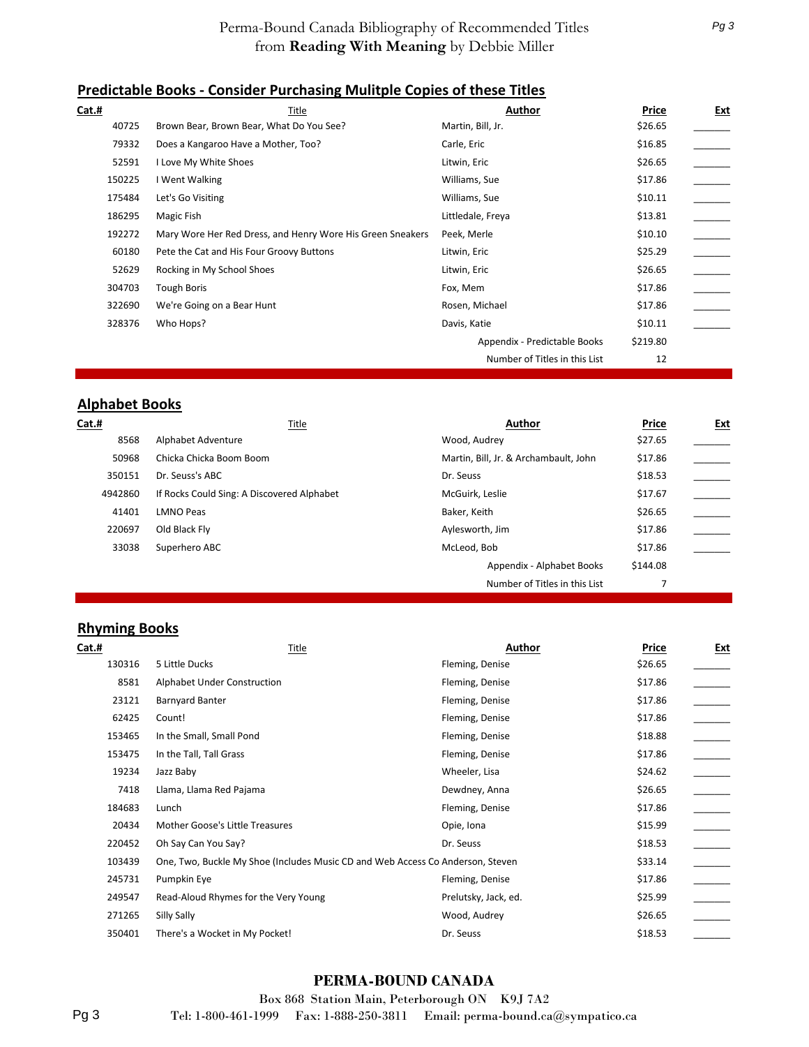# Perma-Bound Canada Bibliography of Recommended Titles from **Reading With Meaning** by Debbie Miller

## Predictable Books - Consider Purchasing Mulitple Copies of these Titles

| Cat.# | Title | Author | Price | Ext |
|---|---|---|---|---|
| 40725 | Brown Bear, Brown Bear, What Do You See? | Martin, Bill, Jr. | $26.65 | _______ |
| 79332 | Does a Kangaroo Have a Mother, Too? | Carle, Eric | $16.85 | _______ |
| 52591 | I Love My White Shoes | Litwin, Eric | $26.65 | _______ |
| 150225 | I Went Walking | Williams, Sue | $17.86 | _______ |
| 175484 | Let's Go Visiting | Williams, Sue | $10.11 | _______ |
| 186295 | Magic Fish | Littledale, Freya | $13.81 | _______ |
| 192272 | Mary Wore Her Red Dress, and Henry Wore His Green Sneakers | Peek, Merle | $10.10 | _______ |
| 60180 | Pete the Cat and His Four Groovy Buttons | Litwin, Eric | $25.29 | _______ |
| 52629 | Rocking in My School Shoes | Litwin, Eric | $26.65 | _______ |
| 304703 | Tough Boris | Fox, Mem | $17.86 | _______ |
| 322690 | We're Going on a Bear Hunt | Rosen, Michael | $17.86 | _______ |
| 328376 | Who Hops? | Davis, Katie | $10.11 | _______ |
| | | Appendix - Predictable Books | $219.80 | |
| | | Number of Titles in this List | 12 | |

## Alphabet Books

| Cat.# | Title | Author | Price | Ext |
|---|---|---|---|---|
| 8568 | Alphabet Adventure | Wood, Audrey | $27.65 | _______ |
| 50968 | Chicka Chicka Boom Boom | Martin, Bill, Jr. & Archambault, John | $17.86 | _______ |
| 350151 | Dr. Seuss's ABC | Dr. Seuss | $18.53 | _______ |
| 4942860 | If Rocks Could Sing: A Discovered Alphabet | McGuirk, Leslie | $17.67 | _______ |
| 41401 | LMNO Peas | Baker, Keith | $26.65 | _______ |
| 220697 | Old Black Fly | Aylesworth, Jim | $17.86 | _______ |
| 33038 | Superhero ABC | McLeod, Bob | $17.86 | _______ |
| | | Appendix - Alphabet Books | $144.08 | |
| | | Number of Titles in this List | 7 | |

## Rhyming Books

| Cat.# | Title | Author | Price | Ext |
|---|---|---|---|---|
| 130316 | 5 Little Ducks | Fleming, Denise | $26.65 | _______ |
| 8581 | Alphabet Under Construction | Fleming, Denise | $17.86 | _______ |
| 23121 | Barnyard Banter | Fleming, Denise | $17.86 | _______ |
| 62425 | Count! | Fleming, Denise | $17.86 | _______ |
| 153465 | In the Small, Small Pond | Fleming, Denise | $18.88 | _______ |
| 153475 | In the Tall, Tall Grass | Fleming, Denise | $17.86 | _______ |
| 19234 | Jazz Baby | Wheeler, Lisa | $24.62 | _______ |
| 7418 | Llama, Llama Red Pajama | Dewdney, Anna | $26.65 | _______ |
| 184683 | Lunch | Fleming, Denise | $17.86 | _______ |
| 20434 | Mother Goose's Little Treasures | Opie, Iona | $15.99 | _______ |
| 220452 | Oh Say Can You Say? | Dr. Seuss | $18.53 | _______ |
| 103439 | One, Two, Buckle My Shoe (Includes Music CD and Web Access Co | Anderson, Steven | $33.14 | _______ |
| 245731 | Pumpkin Eye | Fleming, Denise | $17.86 | _______ |
| 249547 | Read-Aloud Rhymes for the Very Young | Prelutsky, Jack, ed. | $25.99 | _______ |
| 271265 | Silly Sally | Wood, Audrey | $26.65 | _______ |
| 350401 | There's a Wocket in My Pocket! | Dr. Seuss | $18.53 | _______ |

**PERMA-BOUND CANADA**

Box 868 Station Main, Peterborough ON K9J 7A2

Tel: 1-800-461-1999 Fax: 1-888-250-3811 Email: perma-bound.ca@sympatico.ca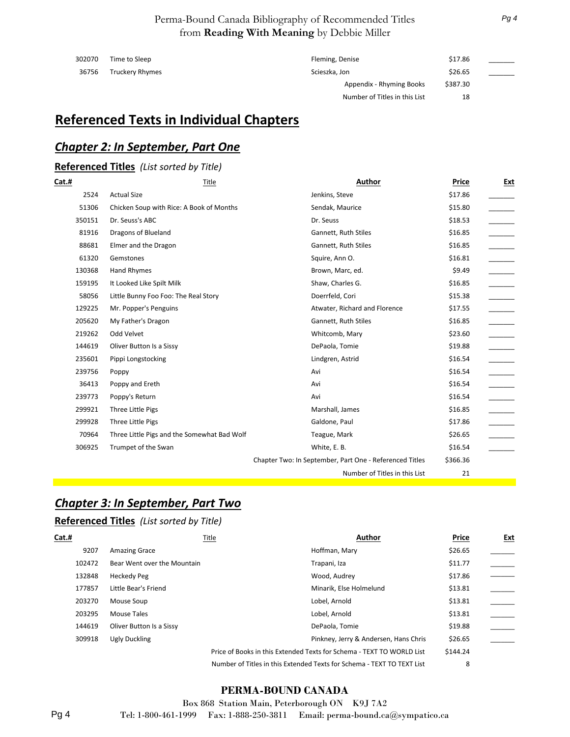| Cat.# | Title | Author | Price | Ext |
|---|---|---|---|---|
| 302070 | Time to Sleep | Fleming, Denise | $17.86 | _______ |
| 36756 | Truckery Rhymes | Scieszka, Jon | $26.65 | _______ |
| | | Appendix - Rhyming Books | $387.30 | |
| | | Number of Titles in this List | 18 | |

# Referenced Texts in Individual Chapters

## *Chapter 2: In September, Part One*

### **Referenced Titles** *(List sorted by Title)*

| Cat.# | Title | Author | Price | Ext |
|---|---|---|---|---|
| 2524 | Actual Size | Jenkins, Steve | $17.86 | _______ |
| 51306 | Chicken Soup with Rice: A Book of Months | Sendak, Maurice | $15.80 | _______ |
| 350151 | Dr. Seuss's ABC | Dr. Seuss | $18.53 | _______ |
| 81916 | Dragons of Blueland | Gannett, Ruth Stiles | $16.85 | _______ |
| 88681 | Elmer and the Dragon | Gannett, Ruth Stiles | $16.85 | _______ |
| 61320 | Gemstones | Squire, Ann O. | $16.81 | _______ |
| 130368 | Hand Rhymes | Brown, Marc, ed. | $9.49 | _______ |
| 159195 | It Looked Like Spilt Milk | Shaw, Charles G. | $16.85 | _______ |
| 58056 | Little Bunny Foo Foo: The Real Story | Doerrfeld, Cori | $15.38 | _______ |
| 129225 | Mr. Popper's Penguins | Atwater, Richard and Florence | $17.55 | _______ |
| 205620 | My Father's Dragon | Gannett, Ruth Stiles | $16.85 | _______ |
| 219262 | Odd Velvet | Whitcomb, Mary | $23.60 | _______ |
| 144619 | Oliver Button Is a Sissy | DePaola, Tomie | $19.88 | _______ |
| 235601 | Pippi Longstocking | Lindgren, Astrid | $16.54 | _______ |
| 239756 | Poppy | Avi | $16.54 | _______ |
| 36413 | Poppy and Ereth | Avi | $16.54 | _______ |
| 239773 | Poppy's Return | Avi | $16.54 | _______ |
| 299921 | Three Little Pigs | Marshall, James | $16.85 | _______ |
| 299928 | Three Little Pigs | Galdone, Paul | $17.86 | _______ |
| 70964 | Three Little Pigs and the Somewhat Bad Wolf | Teague, Mark | $26.65 | _______ |
| 306925 | Trumpet of the Swan | White, E. B. | $16.54 | _______ |
| | | Chapter Two: In September, Part One - Referenced Titles | $366.36 | |
| | | Number of Titles in this List | 21 | |

## *Chapter 3: In September, Part Two*

### **Referenced Titles** *(List sorted by Title)*

| Cat.# | Title | Author | Price | Ext |
|---|---|---|---|---|
| 9207 | Amazing Grace | Hoffman, Mary | $26.65 | _______ |
| 102472 | Bear Went over the Mountain | Trapani, Iza | $11.77 | _______ |
| 132848 | Heckedy Peg | Wood, Audrey | $17.86 | _______ |
| 177857 | Little Bear's Friend | Minarik, Else Holmelund | $13.81 | _______ |
| 203270 | Mouse Soup | Lobel, Arnold | $13.81 | _______ |
| 203295 | Mouse Tales | Lobel, Arnold | $13.81 | _______ |
| 144619 | Oliver Button Is a Sissy | DePaola, Tomie | $19.88 | _______ |
| 309918 | Ugly Duckling | Pinkney, Jerry & Andersen, Hans Chris | $26.65 | _______ |
| | | Price of Books in this Extended Texts for Schema - TEXT TO WORLD List | $144.24 | |
| | | Number of Titles in this Extended Texts for Schema - TEXT TO TEXT List | 8 | |

**PERMA-BOUND CANADA**

Box 868 Station Main, Peterborough ON K9J 7A2

Tel: 1-800-461-1999 Fax: 1-888-250-3811 Email: perma-bound.ca@sympatico.ca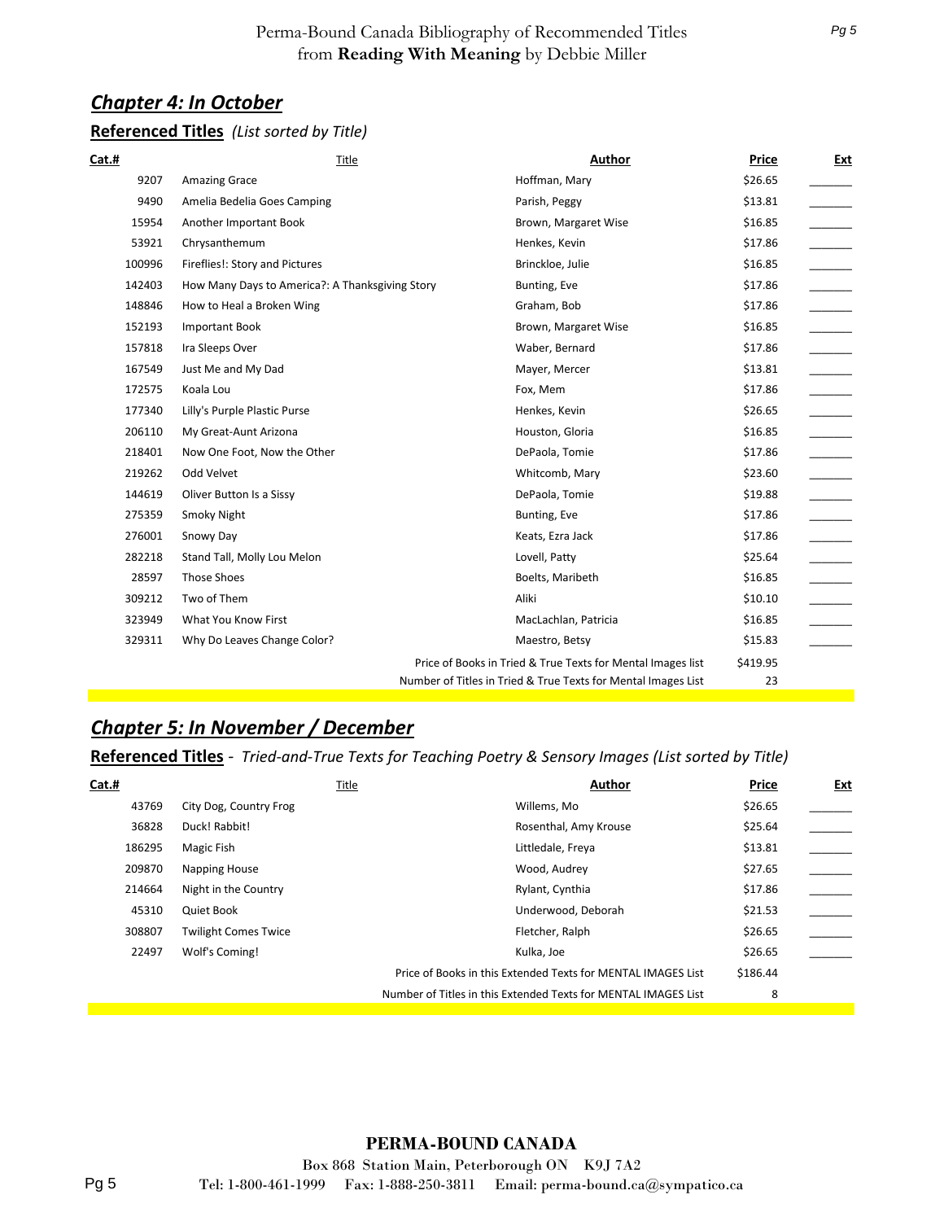Perma-Bound Canada Bibliography of Recommended Titles
from **Reading With Meaning** by Debbie Miller

## *Chapter 4: In October*

### Referenced Titles *(List sorted by Title)*

| Cat.# | Title | Author | Price | Ext |
|---|---|---|---|---|
| 9207 | Amazing Grace | Hoffman, Mary | $26.65 | _______ |
| 9490 | Amelia Bedelia Goes Camping | Parish, Peggy | $13.81 | _______ |
| 15954 | Another Important Book | Brown, Margaret Wise | $16.85 | _______ |
| 53921 | Chrysanthemum | Henkes, Kevin | $17.86 | _______ |
| 100996 | Fireflies!: Story and Pictures | Brinckloe, Julie | $16.85 | _______ |
| 142403 | How Many Days to America?: A Thanksgiving Story | Bunting, Eve | $17.86 | _______ |
| 148846 | How to Heal a Broken Wing | Graham, Bob | $17.86 | _______ |
| 152193 | Important Book | Brown, Margaret Wise | $16.85 | _______ |
| 157818 | Ira Sleeps Over | Waber, Bernard | $17.86 | _______ |
| 167549 | Just Me and My Dad | Mayer, Mercer | $13.81 | _______ |
| 172575 | Koala Lou | Fox, Mem | $17.86 | _______ |
| 177340 | Lilly's Purple Plastic Purse | Henkes, Kevin | $26.65 | _______ |
| 206110 | My Great-Aunt Arizona | Houston, Gloria | $16.85 | _______ |
| 218401 | Now One Foot, Now the Other | DePaola, Tomie | $17.86 | _______ |
| 219262 | Odd Velvet | Whitcomb, Mary | $23.60 | _______ |
| 144619 | Oliver Button Is a Sissy | DePaola, Tomie | $19.88 | _______ |
| 275359 | Smoky Night | Bunting, Eve | $17.86 | _______ |
| 276001 | Snowy Day | Keats, Ezra Jack | $17.86 | _______ |
| 282218 | Stand Tall, Molly Lou Melon | Lovell, Patty | $25.64 | _______ |
| 28597 | Those Shoes | Boelts, Maribeth | $16.85 | _______ |
| 309212 | Two of Them | Aliki | $10.10 | _______ |
| 323949 | What You Know First | MacLachlan, Patricia | $16.85 | _______ |
| 329311 | Why Do Leaves Change Color? | Maestro, Betsy | $15.83 | _______ |
| | | Price of Books in Tried & True Texts for Mental Images list | $419.95 | |
| | | Number of Titles in Tried & True Texts for Mental Images List | 23 | |

## *Chapter 5: In November / December*

### Referenced Titles - *Tried-and-True Texts for Teaching Poetry & Sensory Images (List sorted by Title)*

| Cat.# | Title | Author | Price | Ext |
|---|---|---|---|---|
| 43769 | City Dog, Country Frog | Willems, Mo | $26.65 | _______ |
| 36828 | Duck! Rabbit! | Rosenthal, Amy Krouse | $25.64 | _______ |
| 186295 | Magic Fish | Littledale, Freya | $13.81 | _______ |
| 209870 | Napping House | Wood, Audrey | $27.65 | _______ |
| 214664 | Night in the Country | Rylant, Cynthia | $17.86 | _______ |
| 45310 | Quiet Book | Underwood, Deborah | $21.53 | _______ |
| 308807 | Twilight Comes Twice | Fletcher, Ralph | $26.65 | _______ |
| 22497 | Wolf's Coming! | Kulka, Joe | $26.65 | _______ |
| | | Price of Books in this Extended Texts for MENTAL IMAGES List | $186.44 | |
| | | Number of Titles in this Extended Texts for MENTAL IMAGES List | 8 | |

**PERMA-BOUND CANADA**
Box 868 Station Main, Peterborough ON K9J 7A2
Tel: 1-800-461-1999 Fax: 1-888-250-3811 Email: perma-bound.ca@sympatico.ca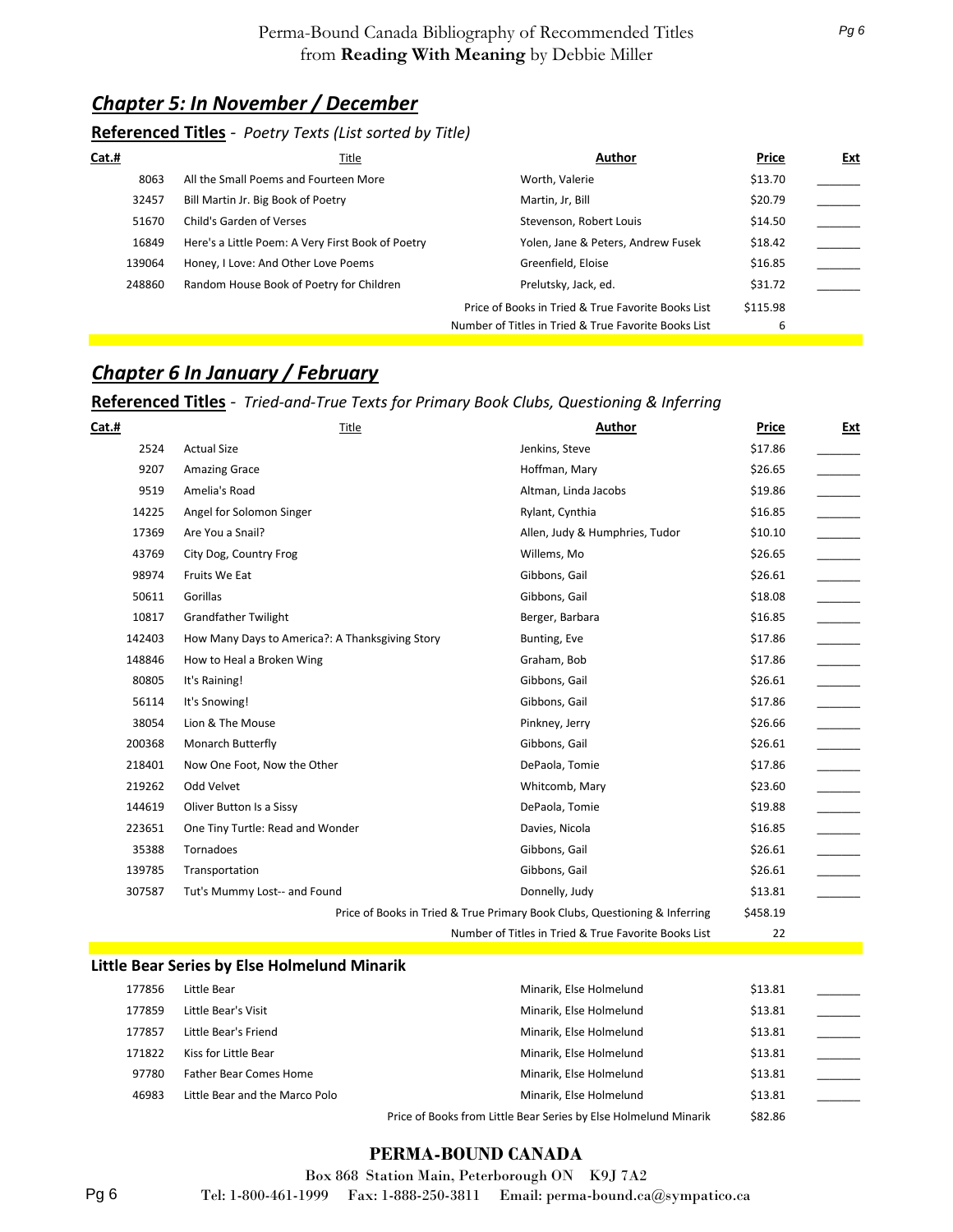# Chapter 5: In November / December

## Referenced Titles - *Poetry Texts (List sorted by Title)*

| Cat.# | Title | Author | Price | Ext |
|---|---|---|---|---|
| 8063 | All the Small Poems and Fourteen More | Worth, Valerie | $13.70 | _______ |
| 32457 | Bill Martin Jr. Big Book of Poetry | Martin, Jr, Bill | $20.79 | _______ |
| 51670 | Child's Garden of Verses | Stevenson, Robert Louis | $14.50 | _______ |
| 16849 | Here's a Little Poem: A Very First Book of Poetry | Yolen, Jane & Peters, Andrew Fusek | $18.42 | _______ |
| 139064 | Honey, I Love: And Other Love Poems | Greenfield, Eloise | $16.85 | _______ |
| 248860 | Random House Book of Poetry for Children | Prelutsky, Jack, ed. | $31.72 | _______ |
| | | Price of Books in Tried & True Favorite Books List | $115.98 | |
| | | Number of Titles in Tried & True Favorite Books List | 6 | |

# Chapter 6 In January / February

## Referenced Titles - *Tried-and-True Texts for Primary Book Clubs, Questioning & Inferring*

| Cat.# | Title | Author | Price | Ext |
|---|---|---|---|---|
| 2524 | Actual Size | Jenkins, Steve | $17.86 | _______ |
| 9207 | Amazing Grace | Hoffman, Mary | $26.65 | _______ |
| 9519 | Amelia's Road | Altman, Linda Jacobs | $19.86 | _______ |
| 14225 | Angel for Solomon Singer | Rylant, Cynthia | $16.85 | _______ |
| 17369 | Are You a Snail? | Allen, Judy & Humphries, Tudor | $10.10 | _______ |
| 43769 | City Dog, Country Frog | Willems, Mo | $26.65 | _______ |
| 98974 | Fruits We Eat | Gibbons, Gail | $26.61 | _______ |
| 50611 | Gorillas | Gibbons, Gail | $18.08 | _______ |
| 10817 | Grandfather Twilight | Berger, Barbara | $16.85 | _______ |
| 142403 | How Many Days to America?: A Thanksgiving Story | Bunting, Eve | $17.86 | _______ |
| 148846 | How to Heal a Broken Wing | Graham, Bob | $17.86 | _______ |
| 80805 | It's Raining! | Gibbons, Gail | $26.61 | _______ |
| 56114 | It's Snowing! | Gibbons, Gail | $17.86 | _______ |
| 38054 | Lion & The Mouse | Pinkney, Jerry | $26.66 | _______ |
| 200368 | Monarch Butterfly | Gibbons, Gail | $26.61 | _______ |
| 218401 | Now One Foot, Now the Other | DePaola, Tomie | $17.86 | _______ |
| 219262 | Odd Velvet | Whitcomb, Mary | $23.60 | _______ |
| 144619 | Oliver Button Is a Sissy | DePaola, Tomie | $19.88 | _______ |
| 223651 | One Tiny Turtle: Read and Wonder | Davies, Nicola | $16.85 | _______ |
| 35388 | Tornadoes | Gibbons, Gail | $26.61 | _______ |
| 139785 | Transportation | Gibbons, Gail | $26.61 | _______ |
| 307587 | Tut's Mummy Lost-- and Found | Donnelly, Judy | $13.81 | _______ |
| | | Price of Books in Tried & True Primary Book Clubs, Questioning & Inferring | $458.19 | |
| | | Number of Titles in Tried & True Favorite Books List | 22 | |

### Little Bear Series by Else Holmelund Minarik

| Cat.# | Title | Author | Price | Ext |
|---|---|---|---|---|
| 177856 | Little Bear | Minarik, Else Holmelund | $13.81 | _______ |
| 177859 | Little Bear's Visit | Minarik, Else Holmelund | $13.81 | _______ |
| 177857 | Little Bear's Friend | Minarik, Else Holmelund | $13.81 | _______ |
| 171822 | Kiss for Little Bear | Minarik, Else Holmelund | $13.81 | _______ |
| 97780 | Father Bear Comes Home | Minarik, Else Holmelund | $13.81 | _______ |
| 46983 | Little Bear and the Marco Polo | Minarik, Else Holmelund | $13.81 | _______ |
| | | Price of Books from Little Bear Series by Else Holmelund Minarik | $82.86 | |

**PERMA-BOUND CANADA**

Box 868 Station Main, Peterborough ON K9J 7A2

Tel: 1-800-461-1999 Fax: 1-888-250-3811 Email: perma-bound.ca@sympatico.ca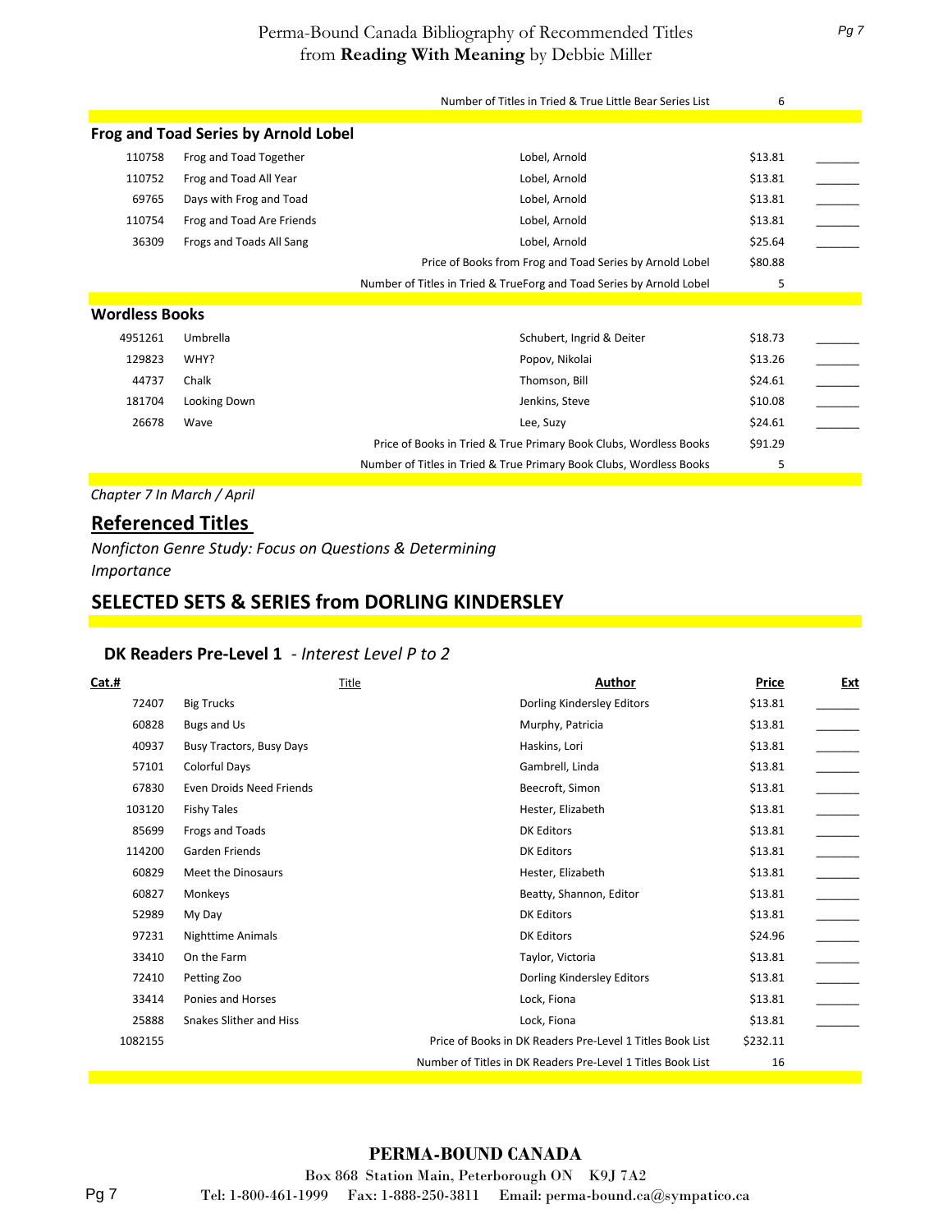| | | | | |
|---|---|---|---|---|
| | | Number of Titles in Tried & True Little Bear Series List | 6 | |

**Frog and Toad Series by Arnold Lobel**

| Cat.# | Title | Author | Price | Ext |
|---|---|---|---|---|
| 110758 | Frog and Toad Together | Lobel, Arnold | $13.81 | _______ |
| 110752 | Frog and Toad All Year | Lobel, Arnold | $13.81 | _______ |
| 69765 | Days with Frog and Toad | Lobel, Arnold | $13.81 | _______ |
| 110754 | Frog and Toad Are Friends | Lobel, Arnold | $13.81 | _______ |
| 36309 | Frogs and Toads All Sang | Lobel, Arnold | $25.64 | _______ |
| | | Price of Books from Frog and Toad Series by Arnold Lobel | $80.88 | |
| | | Number of Titles in Tried & TrueForg and Toad Series by Arnold Lobel | 5 | |

**Wordless Books**

| Cat.# | Title | Author | Price | Ext |
|---|---|---|---|---|
| 4951261 | Umbrella | Schubert, Ingrid & Deiter | $18.73 | _______ |
| 129823 | WHY? | Popov, Nikolai | $13.26 | _______ |
| 44737 | Chalk | Thomson, Bill | $24.61 | _______ |
| 181704 | Looking Down | Jenkins, Steve | $10.08 | _______ |
| 26678 | Wave | Lee, Suzy | $24.61 | _______ |
| | | Price of Books in Tried & True Primary Book Clubs, Wordless Books | $91.29 | |
| | | Number of Titles in Tried & True Primary Book Clubs, Wordless Books | 5 | |

*Chapter 7 In March / April*

## Referenced Titles

*Nonficton Genre Study: Focus on Questions & Determining Importance*

## SELECTED SETS & SERIES from DORLING KINDERSLEY

### DK Readers Pre-Level 1 - *Interest Level P to 2*

| Cat.# | Title | Author | Price | Ext |
|---|---|---|---|---|
| 72407 | Big Trucks | Dorling Kindersley Editors | $13.81 | _______ |
| 60828 | Bugs and Us | Murphy, Patricia | $13.81 | _______ |
| 40937 | Busy Tractors, Busy Days | Haskins, Lori | $13.81 | _______ |
| 57101 | Colorful Days | Gambrell, Linda | $13.81 | _______ |
| 67830 | Even Droids Need Friends | Beecroft, Simon | $13.81 | _______ |
| 103120 | Fishy Tales | Hester, Elizabeth | $13.81 | _______ |
| 85699 | Frogs and Toads | DK Editors | $13.81 | _______ |
| 114200 | Garden Friends | DK Editors | $13.81 | _______ |
| 60829 | Meet the Dinosaurs | Hester, Elizabeth | $13.81 | _______ |
| 60827 | Monkeys | Beatty, Shannon, Editor | $13.81 | _______ |
| 52989 | My Day | DK Editors | $13.81 | _______ |
| 97231 | Nighttime Animals | DK Editors | $24.96 | _______ |
| 33410 | On the Farm | Taylor, Victoria | $13.81 | _______ |
| 72410 | Petting Zoo | Dorling Kindersley Editors | $13.81 | _______ |
| 33414 | Ponies and Horses | Lock, Fiona | $13.81 | _______ |
| 25888 | Snakes Slither and Hiss | Lock, Fiona | $13.81 | _______ |
| 1082155 | | Price of Books in DK Readers Pre-Level 1 Titles Book List | $232.11 | |
| | | Number of Titles in DK Readers Pre-Level 1 Titles Book List | 16 | |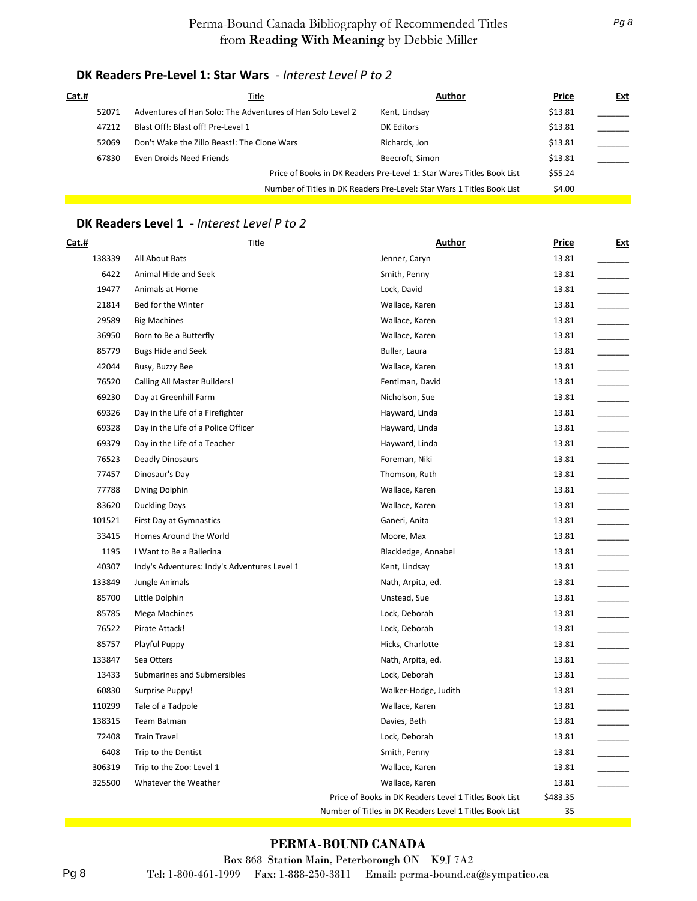# Perma-Bound Canada Bibliography of Recommended Titles from **Reading With Meaning** by Debbie Miller

## DK Readers Pre-Level 1: Star Wars *- Interest Level P to 2*

| Cat.# | Title | Author | Price | Ext |
|---|---|---|---|---|
| 52071 | Adventures of Han Solo: The Adventures of Han Solo Level 2 | Kent, Lindsay | $13.81 | _______ |
| 47212 | Blast Off!: Blast off! Pre-Level 1 | DK Editors | $13.81 | _______ |
| 52069 | Don't Wake the Zillo Beast!: The Clone Wars | Richards, Jon | $13.81 | _______ |
| 67830 | Even Droids Need Friends | Beecroft, Simon | $13.81 | _______ |
| | | Price of Books in DK Readers Pre-Level 1: Star Wares Titles Book List | $55.24 | |
| | | Number of Titles in DK Readers Pre-Level: Star Wars 1 Titles Book List | $4.00 | |

## DK Readers Level 1 *- Interest Level P to 2*

| Cat.# | Title | Author | Price | Ext |
|---|---|---|---|---|
| 138339 | All About Bats | Jenner, Caryn | 13.81 | _______ |
| 6422 | Animal Hide and Seek | Smith, Penny | 13.81 | _______ |
| 19477 | Animals at Home | Lock, David | 13.81 | _______ |
| 21814 | Bed for the Winter | Wallace, Karen | 13.81 | _______ |
| 29589 | Big Machines | Wallace, Karen | 13.81 | _______ |
| 36950 | Born to Be a Butterfly | Wallace, Karen | 13.81 | _______ |
| 85779 | Bugs Hide and Seek | Buller, Laura | 13.81 | _______ |
| 42044 | Busy, Buzzy Bee | Wallace, Karen | 13.81 | _______ |
| 76520 | Calling All Master Builders! | Fentiman, David | 13.81 | _______ |
| 69230 | Day at Greenhill Farm | Nicholson, Sue | 13.81 | _______ |
| 69326 | Day in the Life of a Firefighter | Hayward, Linda | 13.81 | _______ |
| 69328 | Day in the Life of a Police Officer | Hayward, Linda | 13.81 | _______ |
| 69379 | Day in the Life of a Teacher | Hayward, Linda | 13.81 | _______ |
| 76523 | Deadly Dinosaurs | Foreman, Niki | 13.81 | _______ |
| 77457 | Dinosaur's Day | Thomson, Ruth | 13.81 | _______ |
| 77788 | Diving Dolphin | Wallace, Karen | 13.81 | _______ |
| 83620 | Duckling Days | Wallace, Karen | 13.81 | _______ |
| 101521 | First Day at Gymnastics | Ganeri, Anita | 13.81 | _______ |
| 33415 | Homes Around the World | Moore, Max | 13.81 | _______ |
| 1195 | I Want to Be a Ballerina | Blackledge, Annabel | 13.81 | _______ |
| 40307 | Indy's Adventures: Indy's Adventures Level 1 | Kent, Lindsay | 13.81 | _______ |
| 133849 | Jungle Animals | Nath, Arpita, ed. | 13.81 | _______ |
| 85700 | Little Dolphin | Unstead, Sue | 13.81 | _______ |
| 85785 | Mega Machines | Lock, Deborah | 13.81 | _______ |
| 76522 | Pirate Attack! | Lock, Deborah | 13.81 | _______ |
| 85757 | Playful Puppy | Hicks, Charlotte | 13.81 | _______ |
| 133847 | Sea Otters | Nath, Arpita, ed. | 13.81 | _______ |
| 13433 | Submarines and Submersibles | Lock, Deborah | 13.81 | _______ |
| 60830 | Surprise Puppy! | Walker-Hodge, Judith | 13.81 | _______ |
| 110299 | Tale of a Tadpole | Wallace, Karen | 13.81 | _______ |
| 138315 | Team Batman | Davies, Beth | 13.81 | _______ |
| 72408 | Train Travel | Lock, Deborah | 13.81 | _______ |
| 6408 | Trip to the Dentist | Smith, Penny | 13.81 | _______ |
| 306319 | Trip to the Zoo: Level 1 | Wallace, Karen | 13.81 | _______ |
| 325500 | Whatever the Weather | Wallace, Karen | 13.81 | _______ |
| | | Price of Books in DK Readers Level 1 Titles Book List | $483.35 | |
| | | Number of Titles in DK Readers Level 1 Titles Book List | 35 | |

**PERMA-BOUND CANADA**

Box 868 Station Main, Peterborough ON K9J 7A2

Tel: 1-800-461-1999 Fax: 1-888-250-3811 Email: perma-bound.ca@sympatico.ca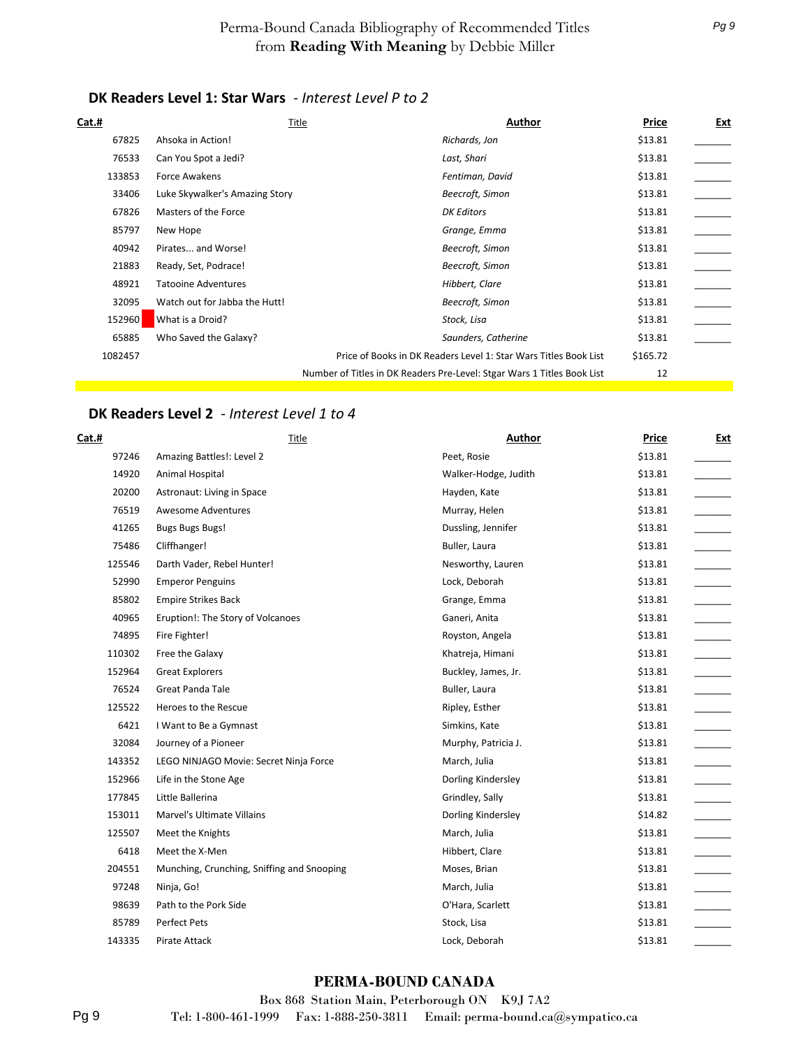# Perma-Bound Canada Bibliography of Recommended Titles from **Reading With Meaning** by Debbie Miller

## DK Readers Level 1: Star Wars - *Interest Level P to 2*

| Cat.# | Title | Author | Price | Ext |
|---|---|---|---|---|
| 67825 | Ahsoka in Action! | *Richards, Jon* | $13.81 | _______ |
| 76533 | Can You Spot a Jedi? | *Last, Shari* | $13.81 | _______ |
| 133853 | Force Awakens | *Fentiman, David* | $13.81 | _______ |
| 33406 | Luke Skywalker's Amazing Story | *Beecroft, Simon* | $13.81 | _______ |
| 67826 | Masters of the Force | *DK Editors* | $13.81 | _______ |
| 85797 | New Hope | *Grange, Emma* | $13.81 | _______ |
| 40942 | Pirates... and Worse! | *Beecroft, Simon* | $13.81 | _______ |
| 21883 | Ready, Set, Podrace! | *Beecroft, Simon* | $13.81 | _______ |
| 48921 | Tatooine Adventures | *Hibbert, Clare* | $13.81 | _______ |
| 32095 | Watch out for Jabba the Hutt! | *Beecroft, Simon* | $13.81 | _______ |
| 152960 | What is a Droid? | *Stock, Lisa* | $13.81 | _______ |
| 65885 | Who Saved the Galaxy? | *Saunders, Catherine* | $13.81 | _______ |
| 1082457 | | Price of Books in DK Readers Level 1: Star Wars Titles Book List | $165.72 | |
| | | Number of Titles in DK Readers Pre-Level: Stgar Wars 1 Titles Book List | 12 | |

## DK Readers Level 2 - *Interest Level 1 to 4*

| Cat.# | Title | Author | Price | Ext |
|---|---|---|---|---|
| 97246 | Amazing Battles!: Level 2 | Peet, Rosie | $13.81 | _______ |
| 14920 | Animal Hospital | Walker-Hodge, Judith | $13.81 | _______ |
| 20200 | Astronaut: Living in Space | Hayden, Kate | $13.81 | _______ |
| 76519 | Awesome Adventures | Murray, Helen | $13.81 | _______ |
| 41265 | Bugs Bugs Bugs! | Dussling, Jennifer | $13.81 | _______ |
| 75486 | Cliffhanger! | Buller, Laura | $13.81 | _______ |
| 125546 | Darth Vader, Rebel Hunter! | Nesworthy, Lauren | $13.81 | _______ |
| 52990 | Emperor Penguins | Lock, Deborah | $13.81 | _______ |
| 85802 | Empire Strikes Back | Grange, Emma | $13.81 | _______ |
| 40965 | Eruption!: The Story of Volcanoes | Ganeri, Anita | $13.81 | _______ |
| 74895 | Fire Fighter! | Royston, Angela | $13.81 | _______ |
| 110302 | Free the Galaxy | Khatreja, Himani | $13.81 | _______ |
| 152964 | Great Explorers | Buckley, James, Jr. | $13.81 | _______ |
| 76524 | Great Panda Tale | Buller, Laura | $13.81 | _______ |
| 125522 | Heroes to the Rescue | Ripley, Esther | $13.81 | _______ |
| 6421 | I Want to Be a Gymnast | Simkins, Kate | $13.81 | _______ |
| 32084 | Journey of a Pioneer | Murphy, Patricia J. | $13.81 | _______ |
| 143352 | LEGO NINJAGO Movie: Secret Ninja Force | March, Julia | $13.81 | _______ |
| 152966 | Life in the Stone Age | Dorling Kindersley | $13.81 | _______ |
| 177845 | Little Ballerina | Grindley, Sally | $13.81 | _______ |
| 153011 | Marvel's Ultimate Villains | Dorling Kindersley | $14.82 | _______ |
| 125507 | Meet the Knights | March, Julia | $13.81 | _______ |
| 6418 | Meet the X-Men | Hibbert, Clare | $13.81 | _______ |
| 204551 | Munching, Crunching, Sniffing and Snooping | Moses, Brian | $13.81 | _______ |
| 97248 | Ninja, Go! | March, Julia | $13.81 | _______ |
| 98639 | Path to the Pork Side | O'Hara, Scarlett | $13.81 | _______ |
| 85789 | Perfect Pets | Stock, Lisa | $13.81 | _______ |
| 143335 | Pirate Attack | Lock, Deborah | $13.81 | _______ |

**PERMA-BOUND CANADA**

Box 868 Station Main, Peterborough ON K9J 7A2

Tel: 1-800-461-1999 Fax: 1-888-250-3811 Email: perma-bound.ca@sympatico.ca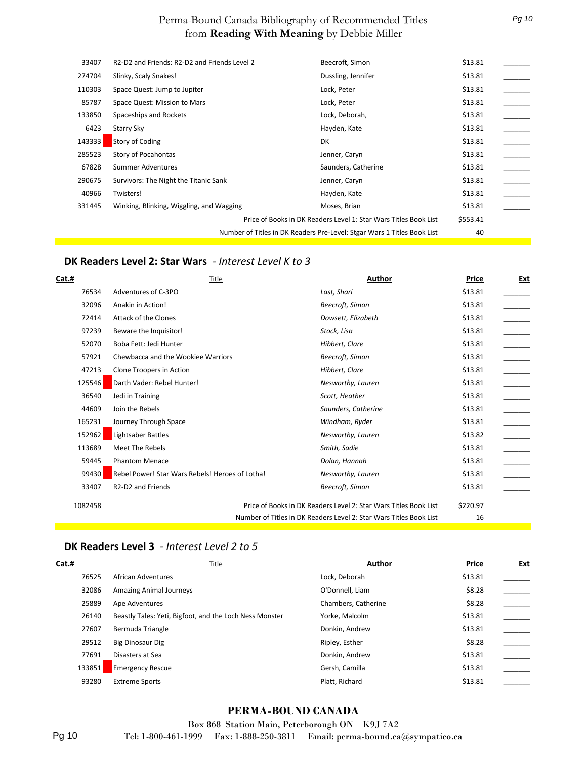| Cat.# | Title | Author | Price | Ext |
|---|---|---|---|---|
| 33407 | R2-D2 and Friends: R2-D2 and Friends Level 2 | Beecroft, Simon | $13.81 | _______ |
| 274704 | Slinky, Scaly Snakes! | Dussling, Jennifer | $13.81 | _______ |
| 110303 | Space Quest: Jump to Jupiter | Lock, Peter | $13.81 | _______ |
| 85787 | Space Quest: Mission to Mars | Lock, Peter | $13.81 | _______ |
| 133850 | Spaceships and Rockets | Lock, Deborah, | $13.81 | _______ |
| 6423 | Starry Sky | Hayden, Kate | $13.81 | _______ |
| 143333 | Story of Coding | DK | $13.81 | _______ |
| 285523 | Story of Pocahontas | Jenner, Caryn | $13.81 | _______ |
| 67828 | Summer Adventures | Saunders, Catherine | $13.81 | _______ |
| 290675 | Survivors: The Night the Titanic Sank | Jenner, Caryn | $13.81 | _______ |
| 40966 | Twisters! | Hayden, Kate | $13.81 | _______ |
| 331445 | Winking, Blinking, Wiggling, and Wagging | Moses, Brian | $13.81 | _______ |
| | | Price of Books in DK Readers Level 1: Star Wars Titles Book List | $553.41 | |
| | | Number of Titles in DK Readers Pre-Level: Stgar Wars 1 Titles Book List | 40 | |

## DK Readers Level 2: Star Wars *- Interest Level K to 3*

| Cat.# | Title | Author | Price | Ext |
|---|---|---|---|---|
| 76534 | Adventures of C-3PO | *Last, Shari* | $13.81 | _______ |
| 32096 | Anakin in Action! | *Beecroft, Simon* | $13.81 | _______ |
| 72414 | Attack of the Clones | *Dowsett, Elizabeth* | $13.81 | _______ |
| 97239 | Beware the Inquisitor! | *Stock, Lisa* | $13.81 | _______ |
| 52070 | Boba Fett: Jedi Hunter | *Hibbert, Clare* | $13.81 | _______ |
| 57921 | Chewbacca and the Wookiee Warriors | *Beecroft, Simon* | $13.81 | _______ |
| 47213 | Clone Troopers in Action | *Hibbert, Clare* | $13.81 | _______ |
| 125546 | Darth Vader: Rebel Hunter! | *Nesworthy, Lauren* | $13.81 | _______ |
| 36540 | Jedi in Training | *Scott, Heather* | $13.81 | _______ |
| 44609 | Join the Rebels | *Saunders, Catherine* | $13.81 | _______ |
| 165231 | Journey Through Space | *Windham, Ryder* | $13.81 | _______ |
| 152962 | Lightsaber Battles | *Nesworthy, Lauren* | $13.82 | _______ |
| 113689 | Meet The Rebels | *Smith, Sadie* | $13.81 | _______ |
| 59445 | Phantom Menace | *Dolan, Hannah* | $13.81 | _______ |
| 99430 | Rebel Power! Star Wars Rebels! Heroes of Lotha! | *Nesworthy, Lauren* | $13.81 | _______ |
| 33407 | R2-D2 and Friends | *Beecroft, Simon* | $13.81 | _______ |
| 1082458 | | Price of Books in DK Readers Level 2: Star Wars Titles Book List | $220.97 | |
| | | Number of Titles in DK Readers Level 2: Star Wars Titles Book List | 16 | |

## DK Readers Level 3 *- Interest Level 2 to 5*

| Cat.# | Title | Author | Price | Ext |
|---|---|---|---|---|
| 76525 | African Adventures | Lock, Deborah | $13.81 | _______ |
| 32086 | Amazing Animal Journeys | O'Donnell, Liam | $8.28 | _______ |
| 25889 | Ape Adventures | Chambers, Catherine | $8.28 | _______ |
| 26140 | Beastly Tales: Yeti, Bigfoot, and the Loch Ness Monster | Yorke, Malcolm | $13.81 | _______ |
| 27607 | Bermuda Triangle | Donkin, Andrew | $13.81 | _______ |
| 29512 | Big Dinosaur Dig | Ripley, Esther | $8.28 | _______ |
| 77691 | Disasters at Sea | Donkin, Andrew | $13.81 | _______ |
| 133851 | Emergency Rescue | Gersh, Camilla | $13.81 | _______ |
| 93280 | Extreme Sports | Platt, Richard | $13.81 | _______ |

**PERMA-BOUND CANADA**

Box 868 Station Main, Peterborough ON K9J 7A2

Tel: 1-800-461-1999 Fax: 1-888-250-3811 Email: perma-bound.ca@sympatico.ca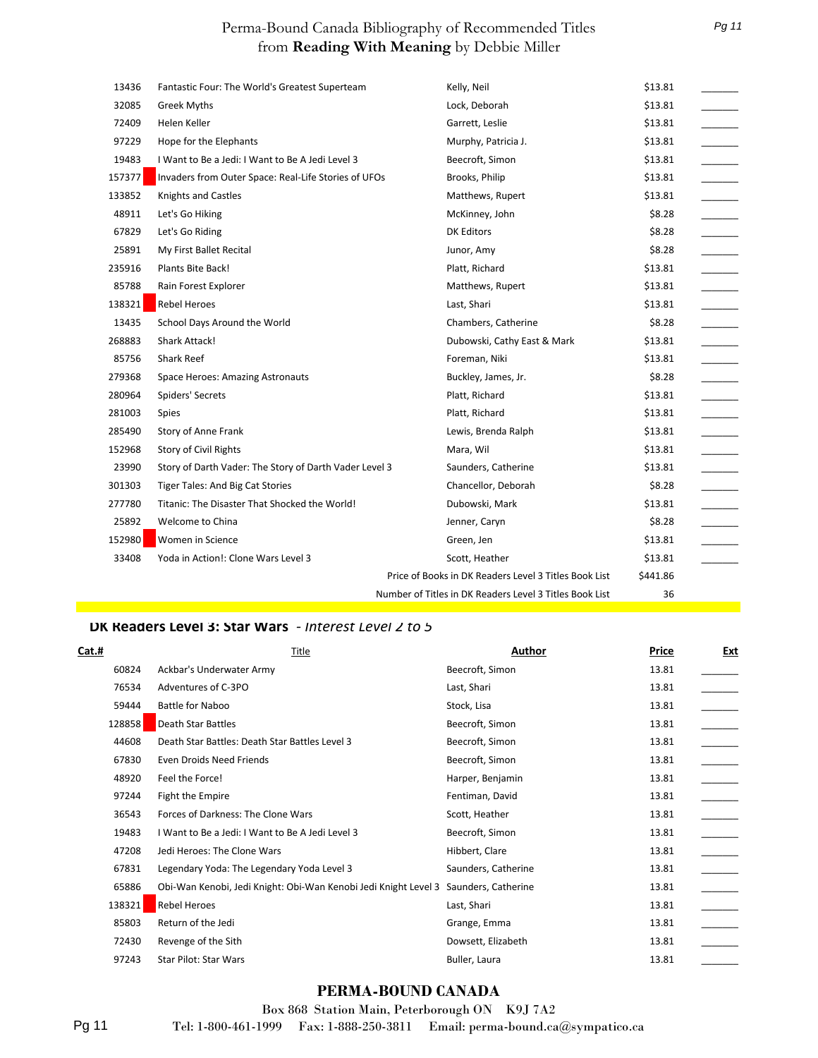# Perma-Bound Canada Bibliography of Recommended Titles from **Reading With Meaning** by Debbie Miller

| Cat.# | Title | Author | Price | Ext |
|---|---|---|---|---|
| 13436 | Fantastic Four: The World's Greatest Superteam | Kelly, Neil | $13.81 | _______ |
| 32085 | Greek Myths | Lock, Deborah | $13.81 | _______ |
| 72409 | Helen Keller | Garrett, Leslie | $13.81 | _______ |
| 97229 | Hope for the Elephants | Murphy, Patricia J. | $13.81 | _______ |
| 19483 | I Want to Be a Jedi: I Want to Be A Jedi Level 3 | Beecroft, Simon | $13.81 | _______ |
| 157377 | Invaders from Outer Space: Real-Life Stories of UFOs | Brooks, Philip | $13.81 | _______ |
| 133852 | Knights and Castles | Matthews, Rupert | $13.81 | _______ |
| 48911 | Let's Go Hiking | McKinney, John | $8.28 | _______ |
| 67829 | Let's Go Riding | DK Editors | $8.28 | _______ |
| 25891 | My First Ballet Recital | Junor, Amy | $8.28 | _______ |
| 235916 | Plants Bite Back! | Platt, Richard | $13.81 | _______ |
| 85788 | Rain Forest Explorer | Matthews, Rupert | $13.81 | _______ |
| 138321 | Rebel Heroes | Last, Shari | $13.81 | _______ |
| 13435 | School Days Around the World | Chambers, Catherine | $8.28 | _______ |
| 268883 | Shark Attack! | Dubowski, Cathy East & Mark | $13.81 | _______ |
| 85756 | Shark Reef | Foreman, Niki | $13.81 | _______ |
| 279368 | Space Heroes: Amazing Astronauts | Buckley, James, Jr. | $8.28 | _______ |
| 280964 | Spiders' Secrets | Platt, Richard | $13.81 | _______ |
| 281003 | Spies | Platt, Richard | $13.81 | _______ |
| 285490 | Story of Anne Frank | Lewis, Brenda Ralph | $13.81 | _______ |
| 152968 | Story of Civil Rights | Mara, Wil | $13.81 | _______ |
| 23990 | Story of Darth Vader: The Story of Darth Vader Level 3 | Saunders, Catherine | $13.81 | _______ |
| 301303 | Tiger Tales: And Big Cat Stories | Chancellor, Deborah | $8.28 | _______ |
| 277780 | Titanic: The Disaster That Shocked the World! | Dubowski, Mark | $13.81 | _______ |
| 25892 | Welcome to China | Jenner, Caryn | $8.28 | _______ |
| 152980 | Women in Science | Green, Jen | $13.81 | _______ |
| 33408 | Yoda in Action!: Clone Wars Level 3 | Scott, Heather | $13.81 | _______ |
| | | Price of Books in DK Readers Level 3 Titles Book List | $441.86 | |
| | | Number of Titles in DK Readers Level 3 Titles Book List | 36 | |

## DK Readers Level 3: Star Wars *- Interest Level 2 to 5*

| Cat.# | Title | Author | Price | Ext |
|---|---|---|---|---|
| 60824 | Ackbar's Underwater Army | Beecroft, Simon | 13.81 | _______ |
| 76534 | Adventures of C-3PO | Last, Shari | 13.81 | _______ |
| 59444 | Battle for Naboo | Stock, Lisa | 13.81 | _______ |
| 128858 | Death Star Battles | Beecroft, Simon | 13.81 | _______ |
| 44608 | Death Star Battles: Death Star Battles Level 3 | Beecroft, Simon | 13.81 | _______ |
| 67830 | Even Droids Need Friends | Beecroft, Simon | 13.81 | _______ |
| 48920 | Feel the Force! | Harper, Benjamin | 13.81 | _______ |
| 97244 | Fight the Empire | Fentiman, David | 13.81 | _______ |
| 36543 | Forces of Darkness: The Clone Wars | Scott, Heather | 13.81 | _______ |
| 19483 | I Want to Be a Jedi: I Want to Be A Jedi Level 3 | Beecroft, Simon | 13.81 | _______ |
| 47208 | Jedi Heroes: The Clone Wars | Hibbert, Clare | 13.81 | _______ |
| 67831 | Legendary Yoda: The Legendary Yoda Level 3 | Saunders, Catherine | 13.81 | _______ |
| 65886 | Obi-Wan Kenobi, Jedi Knight: Obi-Wan Kenobi Jedi Knight Level 3 | Saunders, Catherine | 13.81 | _______ |
| 138321 | Rebel Heroes | Last, Shari | 13.81 | _______ |
| 85803 | Return of the Jedi | Grange, Emma | 13.81 | _______ |
| 72430 | Revenge of the Sith | Dowsett, Elizabeth | 13.81 | _______ |
| 97243 | Star Pilot: Star Wars | Buller, Laura | 13.81 | _______ |

**PERMA-BOUND CANADA**

Box 868 Station Main, Peterborough ON K9J 7A2

Tel: 1-800-461-1999 Fax: 1-888-250-3811 Email: perma-bound.ca@sympatico.ca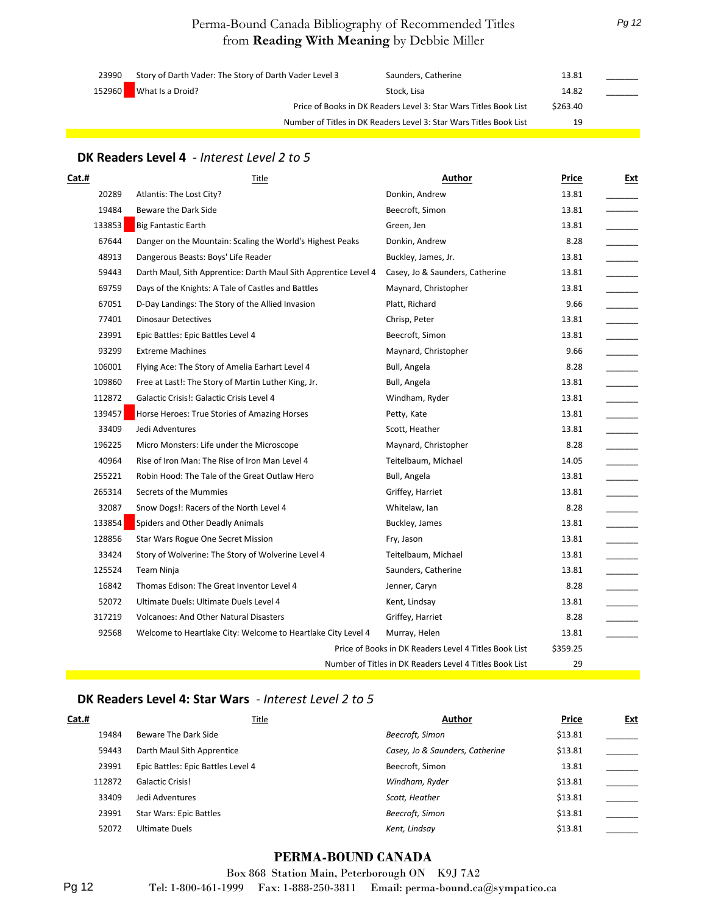| | | | | |
|---|---|---|---|---|
| 23990 | Story of Darth Vader: The Story of Darth Vader Level 3 | Saunders, Catherine | 13.81 | _______ |
| 152960 | What Is a Droid? | Stock, Lisa | 14.82 | _______ |
| | | Price of Books in DK Readers Level 3: Star Wars Titles Book List | $263.40 | |
| | | Number of Titles in DK Readers Level 3: Star Wars Titles Book List | 19 | |

## DK Readers Level 4 - *Interest Level 2 to 5*

| Cat.# | Title | Author | Price | Ext |
|---|---|---|---|---|
| 20289 | Atlantis: The Lost City? | Donkin, Andrew | 13.81 | _______ |
| 19484 | Beware the Dark Side | Beecroft, Simon | 13.81 | _______ |
| 133853 | Big Fantastic Earth | Green, Jen | 13.81 | _______ |
| 67644 | Danger on the Mountain: Scaling the World's Highest Peaks | Donkin, Andrew | 8.28 | _______ |
| 48913 | Dangerous Beasts: Boys' Life Reader | Buckley, James, Jr. | 13.81 | _______ |
| 59443 | Darth Maul, Sith Apprentice: Darth Maul Sith Apprentice Level 4 | Casey, Jo & Saunders, Catherine | 13.81 | _______ |
| 69759 | Days of the Knights: A Tale of Castles and Battles | Maynard, Christopher | 13.81 | _______ |
| 67051 | D-Day Landings: The Story of the Allied Invasion | Platt, Richard | 9.66 | _______ |
| 77401 | Dinosaur Detectives | Chrisp, Peter | 13.81 | _______ |
| 23991 | Epic Battles: Epic Battles Level 4 | Beecroft, Simon | 13.81 | _______ |
| 93299 | Extreme Machines | Maynard, Christopher | 9.66 | _______ |
| 106001 | Flying Ace: The Story of Amelia Earhart Level 4 | Bull, Angela | 8.28 | _______ |
| 109860 | Free at Last!: The Story of Martin Luther King, Jr. | Bull, Angela | 13.81 | _______ |
| 112872 | Galactic Crisis!: Galactic Crisis Level 4 | Windham, Ryder | 13.81 | _______ |
| 139457 | Horse Heroes: True Stories of Amazing Horses | Petty, Kate | 13.81 | _______ |
| 33409 | Jedi Adventures | Scott, Heather | 13.81 | _______ |
| 196225 | Micro Monsters: Life under the Microscope | Maynard, Christopher | 8.28 | _______ |
| 40964 | Rise of Iron Man: The Rise of Iron Man Level 4 | Teitelbaum, Michael | 14.05 | _______ |
| 255221 | Robin Hood: The Tale of the Great Outlaw Hero | Bull, Angela | 13.81 | _______ |
| 265314 | Secrets of the Mummies | Griffey, Harriet | 13.81 | _______ |
| 32087 | Snow Dogs!: Racers of the North Level 4 | Whitelaw, Ian | 8.28 | _______ |
| 133854 | Spiders and Other Deadly Animals | Buckley, James | 13.81 | _______ |
| 128856 | Star Wars Rogue One Secret Mission | Fry, Jason | 13.81 | _______ |
| 33424 | Story of Wolverine: The Story of Wolverine Level 4 | Teitelbaum, Michael | 13.81 | _______ |
| 125524 | Team Ninja | Saunders, Catherine | 13.81 | _______ |
| 16842 | Thomas Edison: The Great Inventor Level 4 | Jenner, Caryn | 8.28 | _______ |
| 52072 | Ultimate Duels: Ultimate Duels Level 4 | Kent, Lindsay | 13.81 | _______ |
| 317219 | Volcanoes: And Other Natural Disasters | Griffey, Harriet | 8.28 | _______ |
| 92568 | Welcome to Heartlake City: Welcome to Heartlake City Level 4 | Murray, Helen | 13.81 | _______ |
| | | Price of Books in DK Readers Level 4 Titles Book List | $359.25 | |
| | | Number of Titles in DK Readers Level 4 Titles Book List | 29 | |

## DK Readers Level 4: Star Wars - *Interest Level 2 to 5*

| Cat.# | Title | Author | Price | Ext |
|---|---|---|---|---|
| 19484 | Beware The Dark Side | *Beecroft, Simon* | $13.81 | _______ |
| 59443 | Darth Maul Sith Apprentice | *Casey, Jo & Saunders, Catherine* | $13.81 | _______ |
| 23991 | Epic Battles: Epic Battles Level 4 | Beecroft, Simon | 13.81 | _______ |
| 112872 | Galactic Crisis! | *Windham, Ryder* | $13.81 | _______ |
| 33409 | Jedi Adventures | *Scott, Heather* | $13.81 | _______ |
| 23991 | Star Wars: Epic Battles | *Beecroft, Simon* | $13.81 | _______ |
| 52072 | Ultimate Duels | *Kent, Lindsay* | $13.81 | _______ |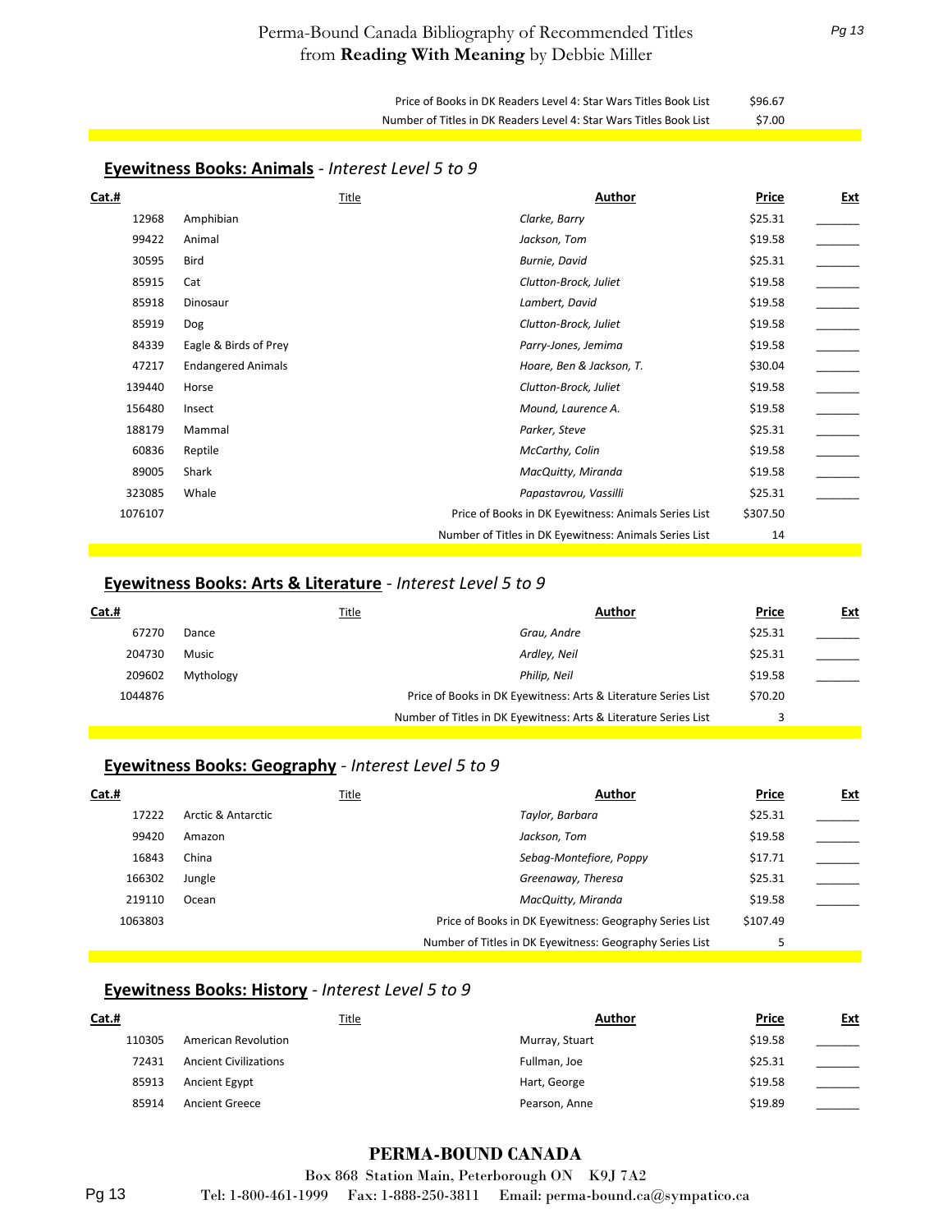| | |
|---|---|
| Price of Books in DK Readers Level 4: Star Wars Titles Book List | $96.67 |
| Number of Titles in DK Readers Level 4: Star Wars Titles Book List | $7.00 |

## **Eyewitness Books: Animals** - *Interest Level 5 to 9*

| Cat.# | Title | Author | Price | Ext |
|---|---|---|---|---|
| 12968 | Amphibian | *Clarke, Barry* | $25.31 | _______ |
| 99422 | Animal | *Jackson, Tom* | $19.58 | _______ |
| 30595 | Bird | *Burnie, David* | $25.31 | _______ |
| 85915 | Cat | *Clutton-Brock, Juliet* | $19.58 | _______ |
| 85918 | Dinosaur | *Lambert, David* | $19.58 | _______ |
| 85919 | Dog | *Clutton-Brock, Juliet* | $19.58 | _______ |
| 84339 | Eagle & Birds of Prey | *Parry-Jones, Jemima* | $19.58 | _______ |
| 47217 | Endangered Animals | *Hoare, Ben & Jackson, T.* | $30.04 | _______ |
| 139440 | Horse | *Clutton-Brock, Juliet* | $19.58 | _______ |
| 156480 | Insect | *Mound, Laurence A.* | $19.58 | _______ |
| 188179 | Mammal | *Parker, Steve* | $25.31 | _______ |
| 60836 | Reptile | *McCarthy, Colin* | $19.58 | _______ |
| 89005 | Shark | *MacQuitty, Miranda* | $19.58 | _______ |
| 323085 | Whale | *Papastavrou, Vassilli* | $25.31 | _______ |
| 1076107 | | Price of Books in DK Eyewitness: Animals Series List | $307.50 | |
| | | Number of Titles in DK Eyewitness: Animals Series List | 14 | |

## **Eyewitness Books: Arts & Literature** - *Interest Level 5 to 9*

| Cat.# | Title | Author | Price | Ext |
|---|---|---|---|---|
| 67270 | Dance | *Grau, Andre* | $25.31 | _______ |
| 204730 | Music | *Ardley, Neil* | $25.31 | _______ |
| 209602 | Mythology | *Philip, Neil* | $19.58 | _______ |
| 1044876 | | Price of Books in DK Eyewitness: Arts & Literature Series List | $70.20 | |
| | | Number of Titles in DK Eyewitness: Arts & Literature Series List | 3 | |

## **Eyewitness Books: Geography** - *Interest Level 5 to 9*

| Cat.# | Title | Author | Price | Ext |
|---|---|---|---|---|
| 17222 | Arctic & Antarctic | *Taylor, Barbara* | $25.31 | _______ |
| 99420 | Amazon | *Jackson, Tom* | $19.58 | _______ |
| 16843 | China | *Sebag-Montefiore, Poppy* | $17.71 | _______ |
| 166302 | Jungle | *Greenaway, Theresa* | $25.31 | _______ |
| 219110 | Ocean | *MacQuitty, Miranda* | $19.58 | _______ |
| 1063803 | | Price of Books in DK Eyewitness: Geography Series List | $107.49 | |
| | | Number of Titles in DK Eyewitness: Geography Series List | 5 | |

## **Eyewitness Books: History** - *Interest Level 5 to 9*

| Cat.# | Title | Author | Price | Ext |
|---|---|---|---|---|
| 110305 | American Revolution | Murray, Stuart | $19.58 | _______ |
| 72431 | Ancient Civilizations | Fullman, Joe | $25.31 | _______ |
| 85913 | Ancient Egypt | Hart, George | $19.58 | _______ |
| 85914 | Ancient Greece | Pearson, Anne | $19.89 | _______ |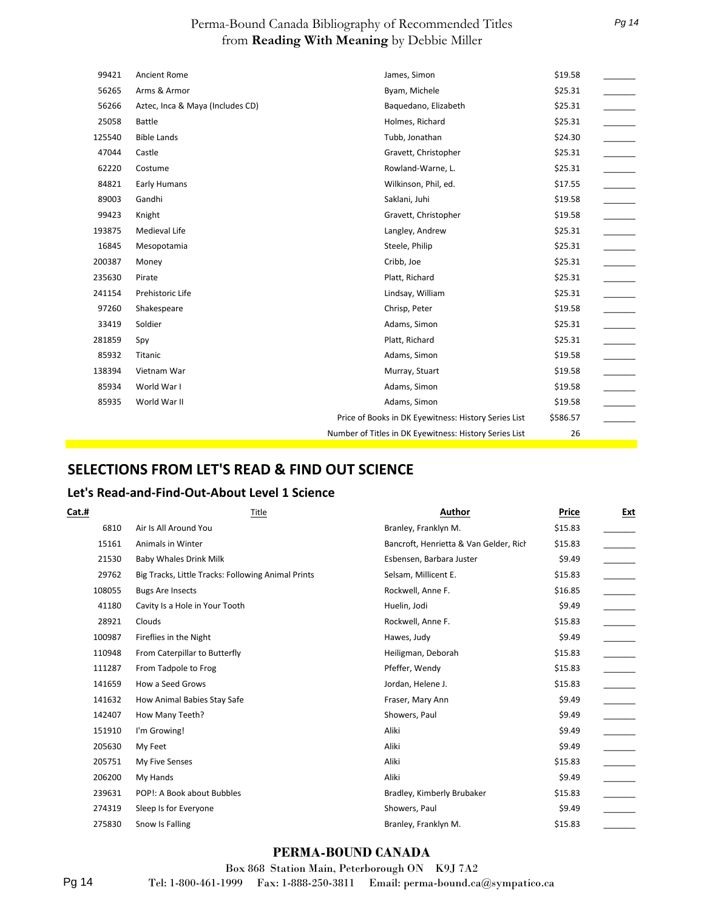| | | | | |
|---|---|---|---|---|
| 99421 | Ancient Rome | James, Simon | $19.58 | _______ |
| 56265 | Arms & Armor | Byam, Michele | $25.31 | _______ |
| 56266 | Aztec, Inca & Maya (Includes CD) | Baquedano, Elizabeth | $25.31 | _______ |
| 25058 | Battle | Holmes, Richard | $25.31 | _______ |
| 125540 | Bible Lands | Tubb, Jonathan | $24.30 | _______ |
| 47044 | Castle | Gravett, Christopher | $25.31 | _______ |
| 62220 | Costume | Rowland-Warne, L. | $25.31 | _______ |
| 84821 | Early Humans | Wilkinson, Phil, ed. | $17.55 | _______ |
| 89003 | Gandhi | Saklani, Juhi | $19.58 | _______ |
| 99423 | Knight | Gravett, Christopher | $19.58 | _______ |
| 193875 | Medieval Life | Langley, Andrew | $25.31 | _______ |
| 16845 | Mesopotamia | Steele, Philip | $25.31 | _______ |
| 200387 | Money | Cribb, Joe | $25.31 | _______ |
| 235630 | Pirate | Platt, Richard | $25.31 | _______ |
| 241154 | Prehistoric Life | Lindsay, William | $25.31 | _______ |
| 97260 | Shakespeare | Chrisp, Peter | $19.58 | _______ |
| 33419 | Soldier | Adams, Simon | $25.31 | _______ |
| 281859 | Spy | Platt, Richard | $25.31 | _______ |
| 85932 | Titanic | Adams, Simon | $19.58 | _______ |
| 138394 | Vietnam War | Murray, Stuart | $19.58 | _______ |
| 85934 | World War I | Adams, Simon | $19.58 | _______ |
| 85935 | World War II | Adams, Simon | $19.58 | _______ |
| | | Price of Books in DK Eyewitness: History Series List | $586.57 | _______ |
| | | Number of Titles in DK Eyewitness: History Series List | 26 | |

## SELECTIONS FROM LET'S READ & FIND OUT SCIENCE

### Let's Read-and-Find-Out-About Level 1 Science

| Cat.# | Title | Author | Price | Ext |
|---|---|---|---|---|
| 6810 | Air Is All Around You | Branley, Franklyn M. | $15.83 | _______ |
| 15161 | Animals in Winter | Bancroft, Henrietta & Van Gelder, Rich | $15.83 | _______ |
| 21530 | Baby Whales Drink Milk | Esbensen, Barbara Juster | $9.49 | _______ |
| 29762 | Big Tracks, Little Tracks: Following Animal Prints | Selsam, Millicent E. | $15.83 | _______ |
| 108055 | Bugs Are Insects | Rockwell, Anne F. | $16.85 | _______ |
| 41180 | Cavity Is a Hole in Your Tooth | Huelin, Jodi | $9.49 | _______ |
| 28921 | Clouds | Rockwell, Anne F. | $15.83 | _______ |
| 100987 | Fireflies in the Night | Hawes, Judy | $9.49 | _______ |
| 110948 | From Caterpillar to Butterfly | Heiligman, Deborah | $15.83 | _______ |
| 111287 | From Tadpole to Frog | Pfeffer, Wendy | $15.83 | _______ |
| 141659 | How a Seed Grows | Jordan, Helene J. | $15.83 | _______ |
| 141632 | How Animal Babies Stay Safe | Fraser, Mary Ann | $9.49 | _______ |
| 142407 | How Many Teeth? | Showers, Paul | $9.49 | _______ |
| 151910 | I'm Growing! | Aliki | $9.49 | _______ |
| 205630 | My Feet | Aliki | $9.49 | _______ |
| 205751 | My Five Senses | Aliki | $15.83 | _______ |
| 206200 | My Hands | Aliki | $9.49 | _______ |
| 239631 | POP!: A Book about Bubbles | Bradley, Kimberly Brubaker | $15.83 | _______ |
| 274319 | Sleep Is for Everyone | Showers, Paul | $9.49 | _______ |
| 275830 | Snow Is Falling | Branley, Franklyn M. | $15.83 | _______ |

**PERMA-BOUND CANADA**

Box 868 Station Main, Peterborough ON K9J 7A2

Tel: 1-800-461-1999 Fax: 1-888-250-3811 Email: perma-bound.ca@sympatico.ca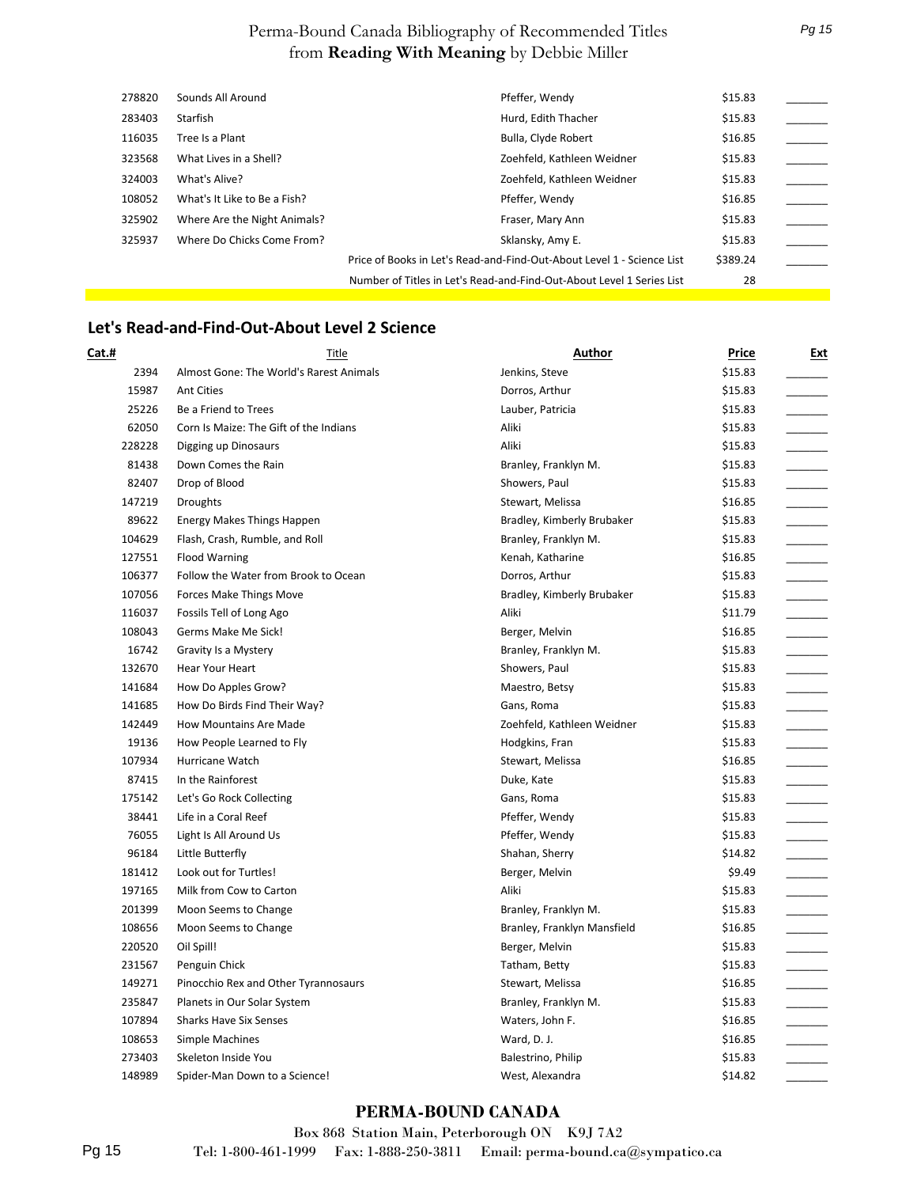| | | | | |
|---|---|---|---|---|
| 278820 | Sounds All Around | Pfeffer, Wendy | $15.83 | _______ |
| 283403 | Starfish | Hurd, Edith Thacher | $15.83 | _______ |
| 116035 | Tree Is a Plant | Bulla, Clyde Robert | $16.85 | _______ |
| 323568 | What Lives in a Shell? | Zoehfeld, Kathleen Weidner | $15.83 | _______ |
| 324003 | What's Alive? | Zoehfeld, Kathleen Weidner | $15.83 | _______ |
| 108052 | What's It Like to Be a Fish? | Pfeffer, Wendy | $16.85 | _______ |
| 325902 | Where Are the Night Animals? | Fraser, Mary Ann | $15.83 | _______ |
| 325937 | Where Do Chicks Come From? | Sklansky, Amy E. | $15.83 | _______ |
| | | Price of Books in Let's Read-and-Find-Out-About Level 1 - Science List | $389.24 | _______ |
| | | Number of Titles in Let's Read-and-Find-Out-About Level 1 Series List | 28 | |

## Let's Read-and-Find-Out-About Level 2 Science

| Cat.# | Title | Author | Price | Ext |
|---|---|---|---|---|
| 2394 | Almost Gone: The World's Rarest Animals | Jenkins, Steve | $15.83 | _______ |
| 15987 | Ant Cities | Dorros, Arthur | $15.83 | _______ |
| 25226 | Be a Friend to Trees | Lauber, Patricia | $15.83 | _______ |
| 62050 | Corn Is Maize: The Gift of the Indians | Aliki | $15.83 | _______ |
| 228228 | Digging up Dinosaurs | Aliki | $15.83 | _______ |
| 81438 | Down Comes the Rain | Branley, Franklyn M. | $15.83 | _______ |
| 82407 | Drop of Blood | Showers, Paul | $15.83 | _______ |
| 147219 | Droughts | Stewart, Melissa | $16.85 | _______ |
| 89622 | Energy Makes Things Happen | Bradley, Kimberly Brubaker | $15.83 | _______ |
| 104629 | Flash, Crash, Rumble, and Roll | Branley, Franklyn M. | $15.83 | _______ |
| 127551 | Flood Warning | Kenah, Katharine | $16.85 | _______ |
| 106377 | Follow the Water from Brook to Ocean | Dorros, Arthur | $15.83 | _______ |
| 107056 | Forces Make Things Move | Bradley, Kimberly Brubaker | $15.83 | _______ |
| 116037 | Fossils Tell of Long Ago | Aliki | $11.79 | _______ |
| 108043 | Germs Make Me Sick! | Berger, Melvin | $16.85 | _______ |
| 16742 | Gravity Is a Mystery | Branley, Franklyn M. | $15.83 | _______ |
| 132670 | Hear Your Heart | Showers, Paul | $15.83 | _______ |
| 141684 | How Do Apples Grow? | Maestro, Betsy | $15.83 | _______ |
| 141685 | How Do Birds Find Their Way? | Gans, Roma | $15.83 | _______ |
| 142449 | How Mountains Are Made | Zoehfeld, Kathleen Weidner | $15.83 | _______ |
| 19136 | How People Learned to Fly | Hodgkins, Fran | $15.83 | _______ |
| 107934 | Hurricane Watch | Stewart, Melissa | $16.85 | _______ |
| 87415 | In the Rainforest | Duke, Kate | $15.83 | _______ |
| 175142 | Let's Go Rock Collecting | Gans, Roma | $15.83 | _______ |
| 38441 | Life in a Coral Reef | Pfeffer, Wendy | $15.83 | _______ |
| 76055 | Light Is All Around Us | Pfeffer, Wendy | $15.83 | _______ |
| 96184 | Little Butterfly | Shahan, Sherry | $14.82 | _______ |
| 181412 | Look out for Turtles! | Berger, Melvin | $9.49 | _______ |
| 197165 | Milk from Cow to Carton | Aliki | $15.83 | _______ |
| 201399 | Moon Seems to Change | Branley, Franklyn M. | $15.83 | _______ |
| 108656 | Moon Seems to Change | Branley, Franklyn Mansfield | $16.85 | _______ |
| 220520 | Oil Spill! | Berger, Melvin | $15.83 | _______ |
| 231567 | Penguin Chick | Tatham, Betty | $15.83 | _______ |
| 149271 | Pinocchio Rex and Other Tyrannosaurs | Stewart, Melissa | $16.85 | _______ |
| 235847 | Planets in Our Solar System | Branley, Franklyn M. | $15.83 | _______ |
| 107894 | Sharks Have Six Senses | Waters, John F. | $16.85 | _______ |
| 108653 | Simple Machines | Ward, D. J. | $16.85 | _______ |
| 273403 | Skeleton Inside You | Balestrino, Philip | $15.83 | _______ |
| 148989 | Spider-Man Down to a Science! | West, Alexandra | $14.82 | _______ |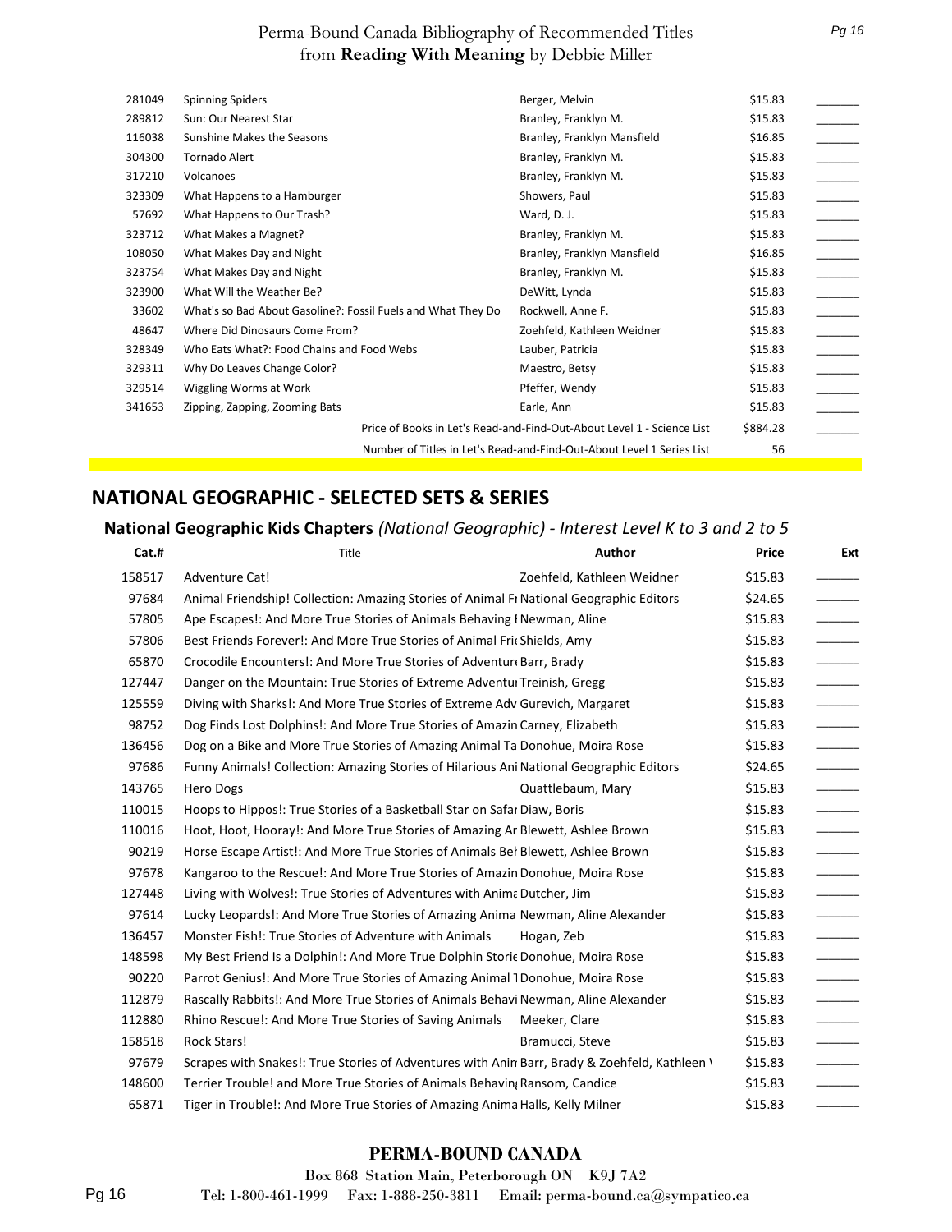| | | | | |
|---|---|---|---|---|
| 281049 | Spinning Spiders | Berger, Melvin | $15.83 | _______ |
| 289812 | Sun: Our Nearest Star | Branley, Franklyn M. | $15.83 | _______ |
| 116038 | Sunshine Makes the Seasons | Branley, Franklyn Mansfield | $16.85 | _______ |
| 304300 | Tornado Alert | Branley, Franklyn M. | $15.83 | _______ |
| 317210 | Volcanoes | Branley, Franklyn M. | $15.83 | _______ |
| 323309 | What Happens to a Hamburger | Showers, Paul | $15.83 | _______ |
| 57692 | What Happens to Our Trash? | Ward, D. J. | $15.83 | _______ |
| 323712 | What Makes a Magnet? | Branley, Franklyn M. | $15.83 | _______ |
| 108050 | What Makes Day and Night | Branley, Franklyn Mansfield | $16.85 | _______ |
| 323754 | What Makes Day and Night | Branley, Franklyn M. | $15.83 | _______ |
| 323900 | What Will the Weather Be? | DeWitt, Lynda | $15.83 | _______ |
| 33602 | What's so Bad About Gasoline?: Fossil Fuels and What They Do | Rockwell, Anne F. | $15.83 | _______ |
| 48647 | Where Did Dinosaurs Come From? | Zoehfeld, Kathleen Weidner | $15.83 | _______ |
| 328349 | Who Eats What?: Food Chains and Food Webs | Lauber, Patricia | $15.83 | _______ |
| 329311 | Why Do Leaves Change Color? | Maestro, Betsy | $15.83 | _______ |
| 329514 | Wiggling Worms at Work | Pfeffer, Wendy | $15.83 | _______ |
| 341653 | Zipping, Zapping, Zooming Bats | Earle, Ann | $15.83 | _______ |
| | | Price of Books in Let's Read-and-Find-Out-About Level 1 - Science List | $884.28 | _______ |
| | | Number of Titles in Let's Read-and-Find-Out-About Level 1 Series List | 56 | |

## NATIONAL GEOGRAPHIC - SELECTED SETS & SERIES

### National Geographic Kids Chapters *(National Geographic) - Interest Level K to 3 and 2 to 5*

| Cat.# | Title | Author | Price | Ext |
|---|---|---|---|---|
| 158517 | Adventure Cat! | Zoehfeld, Kathleen Weidner | $15.83 | _______ |
| 97684 | Animal Friendship! Collection: Amazing Stories of Animal Fr | National Geographic Editors | $24.65 | _______ |
| 57805 | Ape Escapes!: And More True Stories of Animals Behaving I | Newman, Aline | $15.83 | _______ |
| 57806 | Best Friends Forever!: And More True Stories of Animal Frie | Shields, Amy | $15.83 | _______ |
| 65870 | Crocodile Encounters!: And More True Stories of Adventure | Barr, Brady | $15.83 | _______ |
| 127447 | Danger on the Mountain: True Stories of Extreme Adventu | Treinish, Gregg | $15.83 | _______ |
| 125559 | Diving with Sharks!: And More True Stories of Extreme Adv | Gurevich, Margaret | $15.83 | _______ |
| 98752 | Dog Finds Lost Dolphins!: And More True Stories of Amazin | Carney, Elizabeth | $15.83 | _______ |
| 136456 | Dog on a Bike and More True Stories of Amazing Animal Ta | Donohue, Moira Rose | $15.83 | _______ |
| 97686 | Funny Animals! Collection: Amazing Stories of Hilarious Ani | National Geographic Editors | $24.65 | _______ |
| 143765 | Hero Dogs | Quattlebaum, Mary | $15.83 | _______ |
| 110015 | Hoops to Hippos!: True Stories of a Basketball Star on Safar | Diaw, Boris | $15.83 | _______ |
| 110016 | Hoot, Hoot, Hooray!: And More True Stories of Amazing Ar | Blewett, Ashlee Brown | $15.83 | _______ |
| 90219 | Horse Escape Artist!: And More True Stories of Animals Bel | Blewett, Ashlee Brown | $15.83 | _______ |
| 97678 | Kangaroo to the Rescue!: And More True Stories of Amazin | Donohue, Moira Rose | $15.83 | _______ |
| 127448 | Living with Wolves!: True Stories of Adventures with Anima | Dutcher, Jim | $15.83 | _______ |
| 97614 | Lucky Leopards!: And More True Stories of Amazing Anima | Newman, Aline Alexander | $15.83 | _______ |
| 136457 | Monster Fish!: True Stories of Adventure with Animals | Hogan, Zeb | $15.83 | _______ |
| 148598 | My Best Friend Is a Dolphin!: And More True Dolphin Storie | Donohue, Moira Rose | $15.83 | _______ |
| 90220 | Parrot Genius!: And More True Stories of Amazing Animal T | Donohue, Moira Rose | $15.83 | _______ |
| 112879 | Rascally Rabbits!: And More True Stories of Animals Behavi | Newman, Aline Alexander | $15.83 | _______ |
| 112880 | Rhino Rescue!: And More True Stories of Saving Animals | Meeker, Clare | $15.83 | _______ |
| 158518 | Rock Stars! | Bramucci, Steve | $15.83 | _______ |
| 97679 | Scrapes with Snakes!: True Stories of Adventures with Anim | Barr, Brady & Zoehfeld, Kathleen \ | $15.83 | _______ |
| 148600 | Terrier Trouble! and More True Stories of Animals Behavin | Ransom, Candice | $15.83 | _______ |
| 65871 | Tiger in Trouble!: And More True Stories of Amazing Anima | Halls, Kelly Milner | $15.83 | _______ |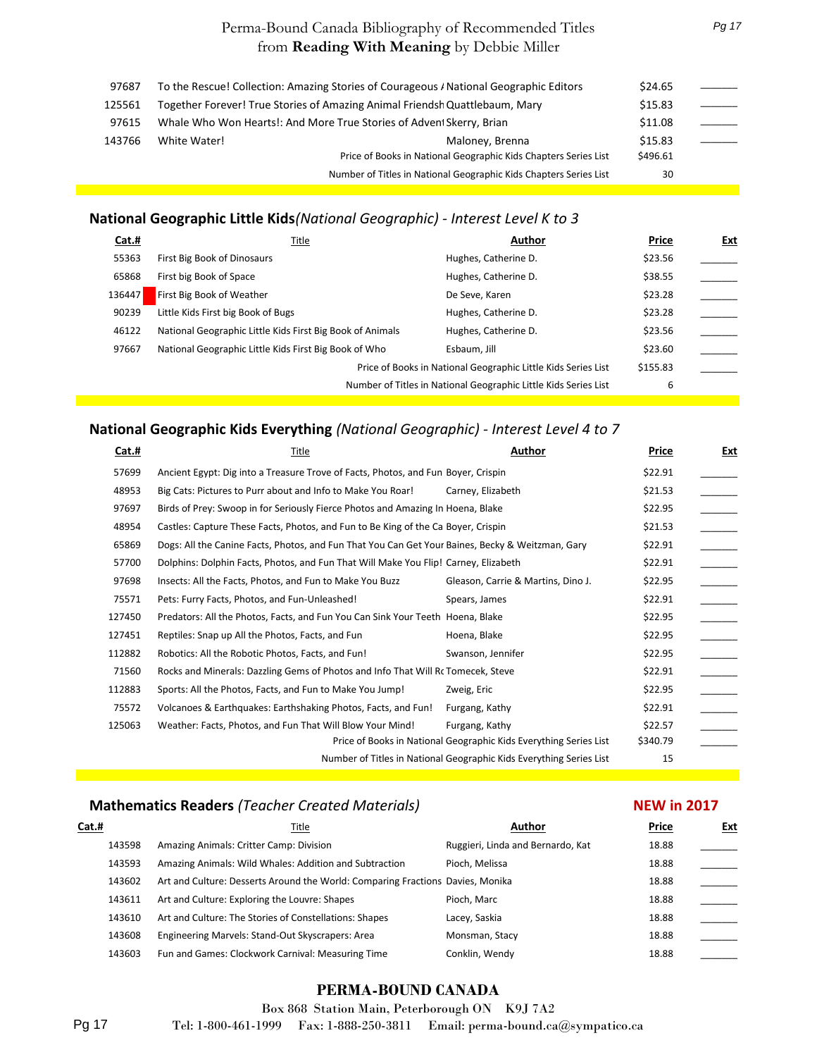| Cat.# | Title | Author | Price | Ext |
|---|---|---|---|---|
| 97687 | To the Rescue! Collection: Amazing Stories of Courageous / | National Geographic Editors | $24.65 | _______ |
| 125561 | Together Forever! True Stories of Amazing Animal Friendsh | Quattlebaum, Mary | $15.83 | _______ |
| 97615 | Whale Who Won Hearts!: And More True Stories of Advent | Skerry, Brian | $11.08 | _______ |
| 143766 | White Water! | Maloney, Brenna | $15.83 | _______ |
| | | Price of Books in National Geographic Kids Chapters Series List | $496.61 | |
| | | Number of Titles in National Geographic Kids Chapters Series List | 30 | |

## National Geographic Little Kids *(National Geographic) - Interest Level K to 3*

| Cat.# | Title | Author | Price | Ext |
|---|---|---|---|---|
| 55363 | First Big Book of Dinosaurs | Hughes, Catherine D. | $23.56 | _______ |
| 65868 | First big Book of Space | Hughes, Catherine D. | $38.55 | _______ |
| 136447 | First Big Book of Weather | De Seve, Karen | $23.28 | _______ |
| 90239 | Little Kids First big Book of Bugs | Hughes, Catherine D. | $23.28 | _______ |
| 46122 | National Geographic Little Kids First Big Book of Animals | Hughes, Catherine D. | $23.56 | _______ |
| 97667 | National Geographic Little Kids First Big Book of Who | Esbaum, Jill | $23.60 | _______ |
| | | Price of Books in National Geographic Little Kids Series List | $155.83 | _______ |
| | | Number of Titles in National Geographic Little Kids Series List | 6 | |

## National Geographic Kids Everything *(National Geographic) - Interest Level 4 to 7*

| Cat.# | Title | Author | Price | Ext |
|---|---|---|---|---|
| 57699 | Ancient Egypt: Dig into a Treasure Trove of Facts, Photos, and Fun | Boyer, Crispin | $22.91 | _______ |
| 48953 | Big Cats: Pictures to Purr about and Info to Make You Roar! | Carney, Elizabeth | $21.53 | _______ |
| 97697 | Birds of Prey: Swoop in for Seriously Fierce Photos and Amazing In | Hoena, Blake | $22.95 | _______ |
| 48954 | Castles: Capture These Facts, Photos, and Fun to Be King of the Ca | Boyer, Crispin | $21.53 | _______ |
| 65869 | Dogs: All the Canine Facts, Photos, and Fun That You Can Get Your | Baines, Becky & Weitzman, Gary | $22.91 | _______ |
| 57700 | Dolphins: Dolphin Facts, Photos, and Fun That Will Make You Flip! | Carney, Elizabeth | $22.91 | _______ |
| 97698 | Insects: All the Facts, Photos, and Fun to Make You Buzz | Gleason, Carrie & Martins, Dino J. | $22.95 | _______ |
| 75571 | Pets: Furry Facts, Photos, and Fun-Unleashed! | Spears, James | $22.91 | _______ |
| 127450 | Predators: All the Photos, Facts, and Fun You Can Sink Your Teeth | Hoena, Blake | $22.95 | _______ |
| 127451 | Reptiles: Snap up All the Photos, Facts, and Fun | Hoena, Blake | $22.95 | _______ |
| 112882 | Robotics: All the Robotic Photos, Facts, and Fun! | Swanson, Jennifer | $22.95 | _______ |
| 71560 | Rocks and Minerals: Dazzling Gems of Photos and Info That Will Ro | Tomecek, Steve | $22.91 | _______ |
| 112883 | Sports: All the Photos, Facts, and Fun to Make You Jump! | Zweig, Eric | $22.95 | _______ |
| 75572 | Volcanoes & Earthquakes: Earthshaking Photos, Facts, and Fun! | Furgang, Kathy | $22.91 | _______ |
| 125063 | Weather: Facts, Photos, and Fun That Will Blow Your Mind! | Furgang, Kathy | $22.57 | _______ |
| | | Price of Books in National Geographic Kids Everything Series List | $340.79 | _______ |
| | | Number of Titles in National Geographic Kids Everything Series List | 15 | |

## Mathematics Readers *(Teacher Created Materials)* — NEW in 2017

| Cat.# | Title | Author | Price | Ext |
|---|---|---|---|---|
| 143598 | Amazing Animals: Critter Camp: Division | Ruggieri, Linda and Bernardo, Kat | 18.88 | _______ |
| 143593 | Amazing Animals: Wild Whales: Addition and Subtraction | Pioch, Melissa | 18.88 | _______ |
| 143602 | Art and Culture: Desserts Around the World: Comparing Fractions | Davies, Monika | 18.88 | _______ |
| 143611 | Art and Culture: Exploring the Louvre: Shapes | Pioch, Marc | 18.88 | _______ |
| 143610 | Art and Culture: The Stories of Constellations: Shapes | Lacey, Saskia | 18.88 | _______ |
| 143608 | Engineering Marvels: Stand-Out Skyscrapers: Area | Monsman, Stacy | 18.88 | _______ |
| 143603 | Fun and Games: Clockwork Carnival: Measuring Time | Conklin, Wendy | 18.88 | _______ |

**PERMA-BOUND CANADA**

Box 868 Station Main, Peterborough ON K9J 7A2

Tel: 1-800-461-1999 Fax: 1-888-250-3811 Email: perma-bound.ca@sympatico.ca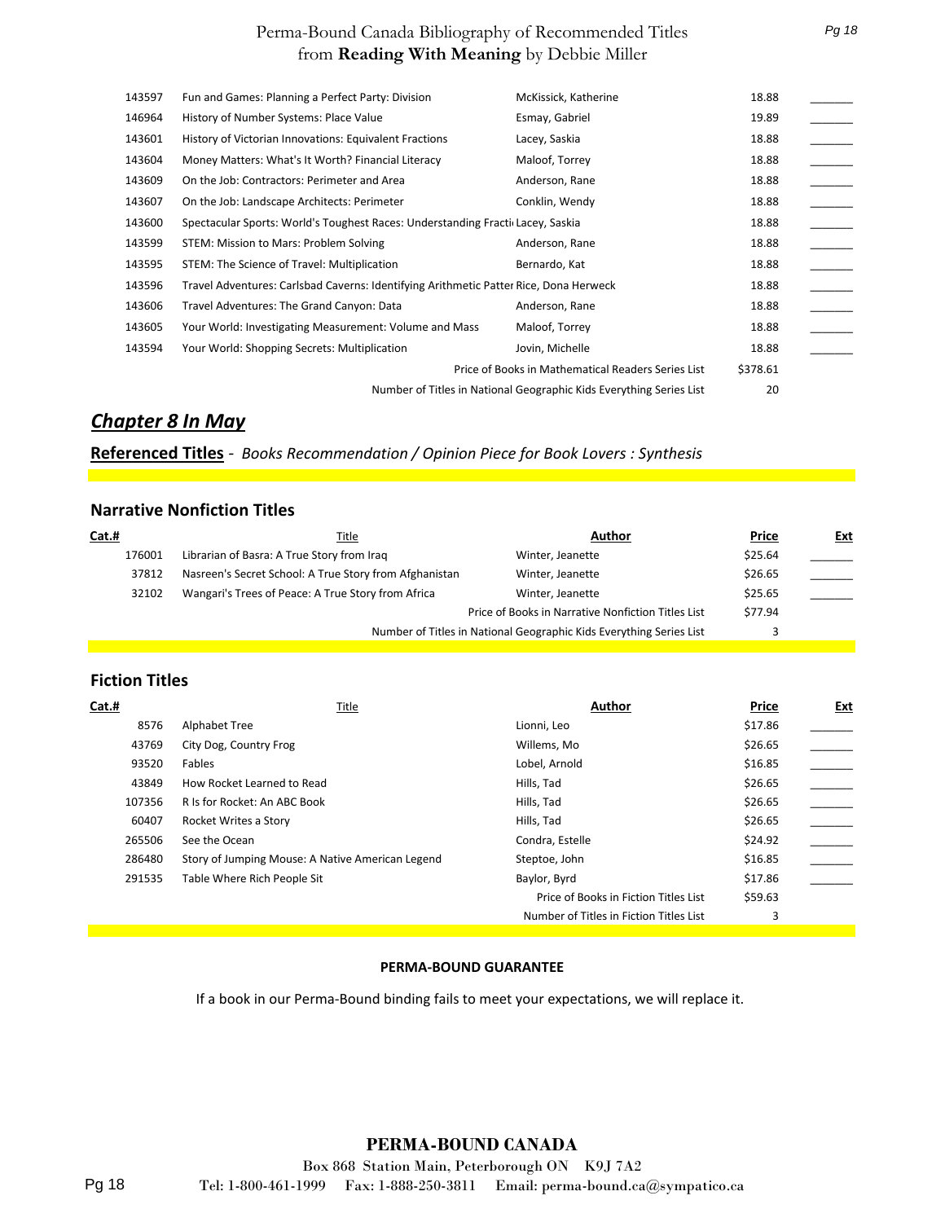| Cat.# | Title | Author | Price | Ext |
|---|---|---|---|---|
| 143597 | Fun and Games: Planning a Perfect Party: Division | McKissick, Katherine | 18.88 | _______ |
| 146964 | History of Number Systems: Place Value | Esmay, Gabriel | 19.89 | _______ |
| 143601 | History of Victorian Innovations: Equivalent Fractions | Lacey, Saskia | 18.88 | _______ |
| 143604 | Money Matters: What's It Worth? Financial Literacy | Maloof, Torrey | 18.88 | _______ |
| 143609 | On the Job: Contractors: Perimeter and Area | Anderson, Rane | 18.88 | _______ |
| 143607 | On the Job: Landscape Architects: Perimeter | Conklin, Wendy | 18.88 | _______ |
| 143600 | Spectacular Sports: World's Toughest Races: Understanding Fracti | Lacey, Saskia | 18.88 | _______ |
| 143599 | STEM: Mission to Mars: Problem Solving | Anderson, Rane | 18.88 | _______ |
| 143595 | STEM: The Science of Travel: Multiplication | Bernardo, Kat | 18.88 | _______ |
| 143596 | Travel Adventures: Carlsbad Caverns: Identifying Arithmetic Patter | Rice, Dona Herweck | 18.88 | _______ |
| 143606 | Travel Adventures: The Grand Canyon: Data | Anderson, Rane | 18.88 | _______ |
| 143605 | Your World: Investigating Measurement: Volume and Mass | Maloof, Torrey | 18.88 | _______ |
| 143594 | Your World: Shopping Secrets: Multiplication | Jovin, Michelle | 18.88 | _______ |
| | | Price of Books in Mathematical Readers Series List | $378.61 | |
| | | Number of Titles in National Geographic Kids Everything Series List | 20 | |

## ***Chapter 8 In May***

**Referenced Titles** - *Books Recommendation / Opinion Piece for Book Lovers : Synthesis*

### Narrative Nonfiction Titles

| Cat.# | Title | Author | Price | Ext |
|---|---|---|---|---|
| 176001 | Librarian of Basra: A True Story from Iraq | Winter, Jeanette | $25.64 | _______ |
| 37812 | Nasreen's Secret School: A True Story from Afghanistan | Winter, Jeanette | $26.65 | _______ |
| 32102 | Wangari's Trees of Peace: A True Story from Africa | Winter, Jeanette | $25.65 | _______ |
| | | Price of Books in Narrative Nonfiction Titles List | $77.94 | |
| | | Number of Titles in National Geographic Kids Everything Series List | 3 | |

### Fiction Titles

| Cat.# | Title | Author | Price | Ext |
|---|---|---|---|---|
| 8576 | Alphabet Tree | Lionni, Leo | $17.86 | _______ |
| 43769 | City Dog, Country Frog | Willems, Mo | $26.65 | _______ |
| 93520 | Fables | Lobel, Arnold | $16.85 | _______ |
| 43849 | How Rocket Learned to Read | Hills, Tad | $26.65 | _______ |
| 107356 | R Is for Rocket: An ABC Book | Hills, Tad | $26.65 | _______ |
| 60407 | Rocket Writes a Story | Hills, Tad | $26.65 | _______ |
| 265506 | See the Ocean | Condra, Estelle | $24.92 | _______ |
| 286480 | Story of Jumping Mouse: A Native American Legend | Steptoe, John | $16.85 | _______ |
| 291535 | Table Where Rich People Sit | Baylor, Byrd | $17.86 | _______ |
| | | Price of Books in Fiction Titles List | $59.63 | |
| | | Number of Titles in Fiction Titles List | 3 | |

**PERMA-BOUND GUARANTEE**

If a book in our Perma-Bound binding fails to meet your expectations, we will replace it.

**PERMA-BOUND CANADA**

Box 868 Station Main, Peterborough ON K9J 7A2

Tel: 1-800-461-1999 Fax: 1-888-250-3811 Email: perma-bound.ca@sympatico.ca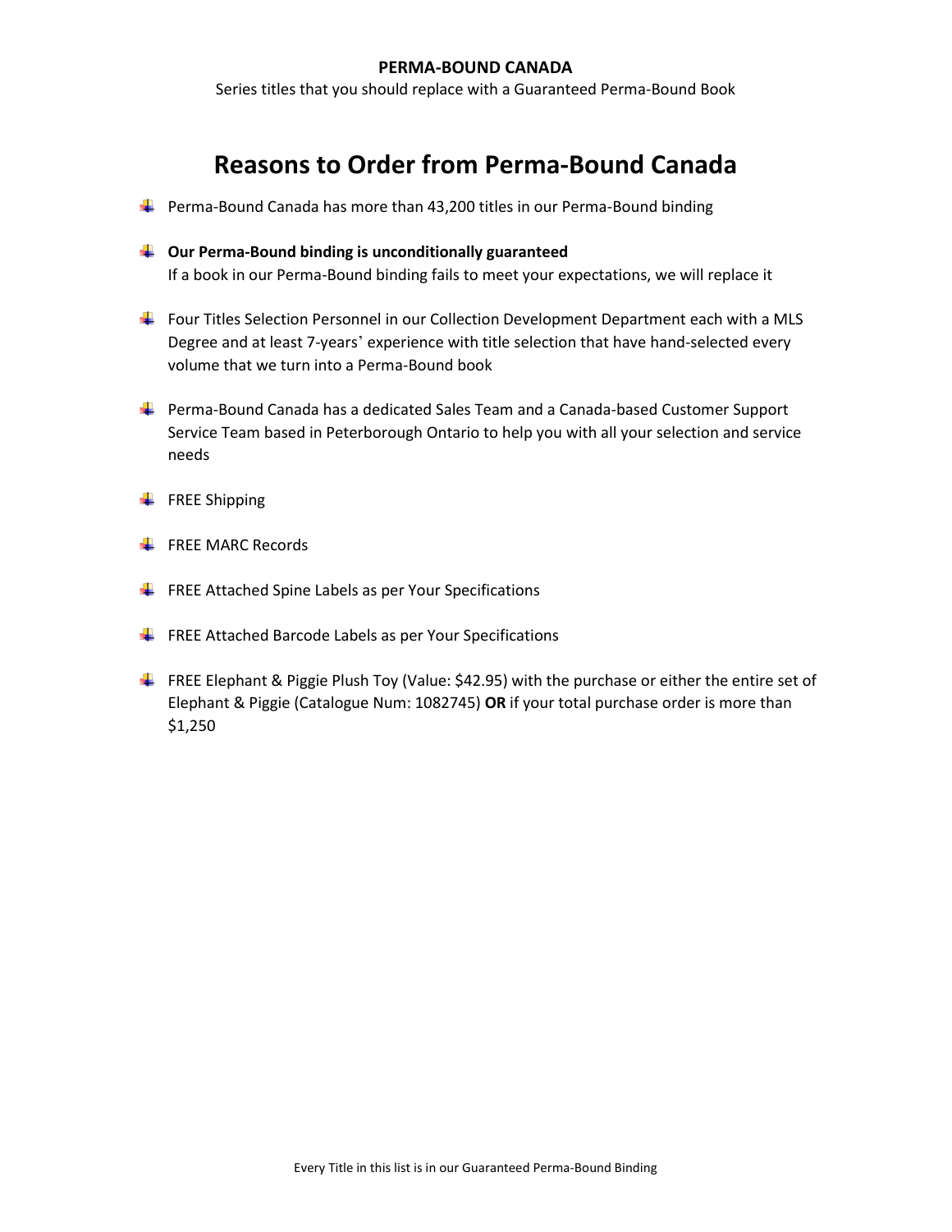**PERMA-BOUND CANADA**

Series titles that you should replace with a Guaranteed Perma-Bound Book

# Reasons to Order from Perma-Bound Canada

- Perma-Bound Canada has more than 43,200 titles in our Perma-Bound binding
- **Our Perma-Bound binding is unconditionally guaranteed**
  If a book in our Perma-Bound binding fails to meet your expectations, we will replace it
- Four Titles Selection Personnel in our Collection Development Department each with a MLS Degree and at least 7-years' experience with title selection that have hand-selected every volume that we turn into a Perma-Bound book
- Perma-Bound Canada has a dedicated Sales Team and a Canada-based Customer Support Service Team based in Peterborough Ontario to help you with all your selection and service needs
- FREE Shipping
- FREE MARC Records
- FREE Attached Spine Labels as per Your Specifications
- FREE Attached Barcode Labels as per Your Specifications
- FREE Elephant & Piggie Plush Toy (Value: $42.95) with the purchase or either the entire set of Elephant & Piggie (Catalogue Num: 1082745) **OR** if your total purchase order is more than $1,250

Every Title in this list is in our Guaranteed Perma-Bound Binding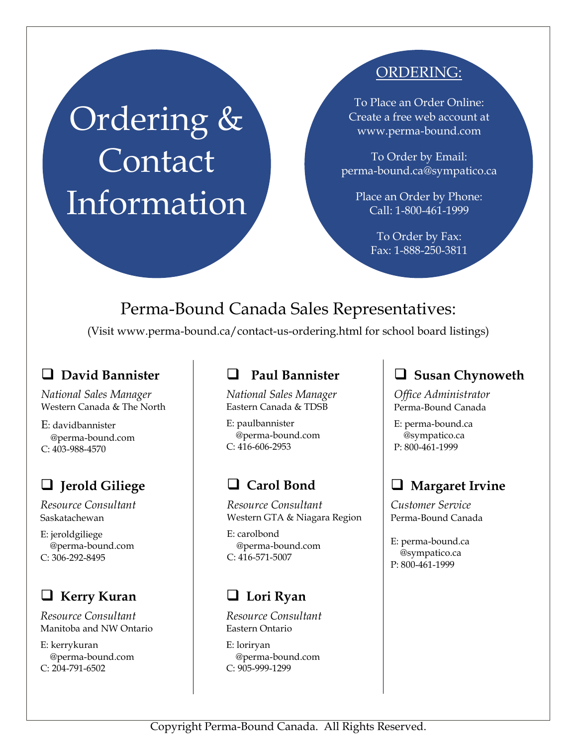# Ordering & Contact Information

## ORDERING:

To Place an Order Online:
Create a free web account at
www.perma-bound.com

To Order by Email:
perma-bound.ca@sympatico.ca

Place an Order by Phone:
Call: 1-800-461-1999

To Order by Fax:
Fax: 1-888-250-3811

## Perma-Bound Canada Sales Representatives:

(Visit www.perma-bound.ca/contact-us-ordering.html for school board listings)

### ❑ David Bannister

*National Sales Manager*
Western Canada & The North

E: davidbannister
@perma-bound.com
C: 403-988-4570

### ❑ Jerold Giliege

*Resource Consultant*
Saskatachewan

E: jeroldgiliege
@perma-bound.com
C: 306-292-8495

### ❑ Kerry Kuran

*Resource Consultant*
Manitoba and NW Ontario

E: kerrykuran
@perma-bound.com
C: 204-791-6502

### ❑ Paul Bannister

*National Sales Manager*
Eastern Canada & TDSB

E: paulbannister
@perma-bound.com
C: 416-606-2953

### ❑ Carol Bond

*Resource Consultant*
Western GTA & Niagara Region

E: carolbond
@perma-bound.com
C: 416-571-5007

### ❑ Lori Ryan

*Resource Consultant*
Eastern Ontario

E: loriryan
@perma-bound.com
C: 905-999-1299

### ❑ Susan Chynoweth

*Office Administrator*
Perma-Bound Canada

E: perma-bound.ca
@sympatico.ca
P: 800-461-1999

### ❑ Margaret Irvine

*Customer Service*
Perma-Bound Canada

E: perma-bound.ca
@sympatico.ca
P: 800-461-1999

Copyright Perma-Bound Canada. All Rights Reserved.